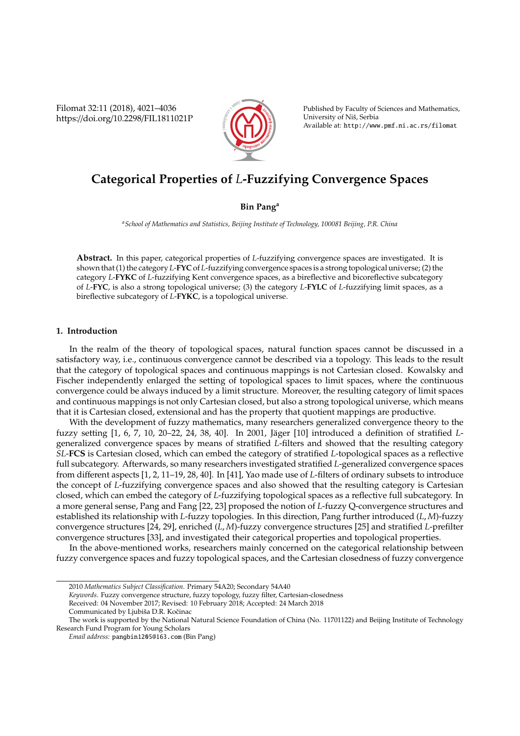# Categorical Properties of $L$-Fuzzifying Convergence Spaces

**Bin Pang**[a]

[a] *School of Mathematics and Statistics, Beijing Institute of Technology, 100081 Beijing, P.R. China*

**Abstract.** In this paper, categorical properties of $L$-fuzzifying convergence spaces are investigated. It is shown that (1) the category $L$-**FYC** of $L$-fuzzifying convergence spaces is a strong topological universe; (2) the category $L$-**FYKC** of $L$-fuzzifying Kent convergence spaces, as a bireflective and bicoreflective subcategory of $L$-**FYC**, is also a strong topological universe; (3) the category $L$-**FYLC** of $L$-fuzzifying limit spaces, as a bireflective subcategory of $L$-**FYKC**, is a topological universe.

## 1. Introduction

In the realm of the theory of topological spaces, natural function spaces cannot be discussed in a satisfactory way, i.e., continuous convergence cannot be described via a topology. This leads to the result that the category of topological spaces and continuous mappings is not Cartesian closed. Kowalsky and Fischer independently enlarged the setting of topological spaces to limit spaces, where the continuous convergence could be always induced by a limit structure. Moreover, the resulting category of limit spaces and continuous mappings is not only Cartesian closed, but also a strong topological universe, which means that it is Cartesian closed, extensional and has the property that quotient mappings are productive.

With the development of fuzzy mathematics, many researchers generalized convergence theory to the fuzzy setting [1, 6, 7, 10, 20–22, 24, 38, 40]. In 2001, Jäger [10] introduced a definition of stratified $L$-generalized convergence spaces by means of stratified $L$-filters and showed that the resulting category $SL$-**FCS** is Cartesian closed, which can embed the category of stratified $L$-topological spaces as a reflective full subcategory. Afterwards, so many researchers investigated stratified $L$-generalized convergence spaces from different aspects [1, 2, 11–19, 28, 40]. In [41], Yao made use of $L$-filters of ordinary subsets to introduce the concept of $L$-fuzzifying convergence spaces and also showed that the resulting category is Cartesian closed, which can embed the category of $L$-fuzzifying topological spaces as a reflective full subcategory. In a more general sense, Pang and Fang [22, 23] proposed the notion of $L$-fuzzy Q-convergence structures and established its relationship with $L$-fuzzy topologies. In this direction, Pang further introduced $(L, M)$-fuzzy convergence structures [24, 29], enriched $(L, M)$-fuzzy convergence structures [25] and stratified $L$-prefilter convergence structures [33], and investigated their categorical properties and topological properties.

In the above-mentioned works, researchers mainly concerned on the categorical relationship between fuzzy convergence spaces and fuzzy topological spaces, and the Cartesian closedness of fuzzy convergence

---

2010 *Mathematics Subject Classification*. Primary 54A20; Secondary 54A40

*Keywords*. Fuzzy convergence structure, fuzzy topology, fuzzy filter, Cartesian-closedness

Received: 04 November 2017; Revised: 10 February 2018; Accepted: 24 March 2018

Communicated by Ljubiša D.R. Kočinac

The work is supported by the National Natural Science Foundation of China (No. 11701122) and Beijing Institute of Technology Research Fund Program for Young Scholars

*Email address:* pangbin1205@163.com (Bin Pang)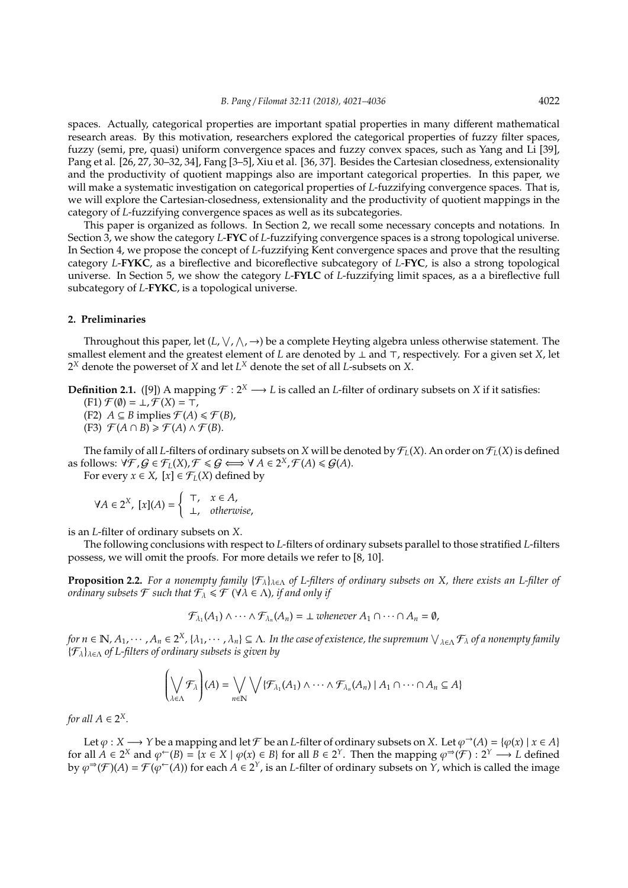spaces. Actually, categorical properties are important spatial properties in many different mathematical research areas. By this motivation, researchers explored the categorical properties of fuzzy filter spaces, fuzzy (semi, pre, quasi) uniform convergence spaces and fuzzy convex spaces, such as Yang and Li [39], Pang et al. [26, 27, 30–32, 34], Fang [3–5], Xiu et al. [36, 37]. Besides the Cartesian closedness, extensionality and the productivity of quotient mappings also are important categorical properties. In this paper, we will make a systematic investigation on categorical properties of $L$-fuzzifying convergence spaces. That is, we will explore the Cartesian-closedness, extensionality and the productivity of quotient mappings in the category of $L$-fuzzifying convergence spaces as well as its subcategories.

This paper is organized as follows. In Section 2, we recall some necessary concepts and notations. In Section 3, we show the category $L$-**FYC** of $L$-fuzzifying convergence spaces is a strong topological universe. In Section 4, we propose the concept of $L$-fuzzifying Kent convergence spaces and prove that the resulting category $L$-**FYKC**, as a bireflective and bicoreflective subcategory of $L$-**FYC**, is also a strong topological universe. In Section 5, we show the category $L$-**FYLC** of $L$-fuzzifying limit spaces, as a a bireflective full subcategory of $L$-**FYKC**, is a topological universe.

## 2. Preliminaries

Throughout this paper, let $(L, \bigvee, \bigwedge, \rightarrow)$ be a complete Heyting algebra unless otherwise statement. The smallest element and the greatest element of $L$ are denoted by $\perp$ and $\top$, respectively. For a given set $X$, let $2^X$ denote the powerset of $X$ and let $L^X$ denote the set of all $L$-subsets on $X$.

**Definition 2.1.** ([9]) A mapping $\mathcal{F} : 2^X \longrightarrow L$ is called an $L$-filter of ordinary subsets on $X$ if it satisfies:

(F1) $\mathcal{F}(\emptyset) = \perp, \mathcal{F}(X) = \top$,

(F2) $A \subseteq B$ implies $\mathcal{F}(A) \leqslant \mathcal{F}(B)$,

(F3) $\mathcal{F}(A \cap B) \geqslant \mathcal{F}(A) \wedge \mathcal{F}(B)$.

The family of all $L$-filters of ordinary subsets on $X$ will be denoted by $\mathcal{F}_L(X)$. An order on $\mathcal{F}_L(X)$ is defined as follows: $\forall \mathcal{F}, \mathcal{G} \in \mathcal{F}_L(X), \mathcal{F} \leqslant \mathcal{G} \Longleftrightarrow \forall A \in 2^X, \mathcal{F}(A) \leqslant \mathcal{G}(A)$.

For every $x \in X$, $[x] \in \mathcal{F}_L(X)$ defined by

$$\forall A \in 2^X,\ [x](A) = \begin{cases} \top, & x \in A, \\ \perp, & \textit{otherwise}, \end{cases}$$

is an $L$-filter of ordinary subsets on $X$.

The following conclusions with respect to $L$-filters of ordinary subsets parallel to those stratified $L$-filters possess, we will omit the proofs. For more details we refer to [8, 10].

**Proposition 2.2.** *For a nonempty family $\{\mathcal{F}_\lambda\}_{\lambda \in \Lambda}$ of $L$-filters of ordinary subsets on $X$, there exists an $L$-filter of ordinary subsets $\mathcal{F}$ such that $\mathcal{F}_\lambda \leqslant \mathcal{F}$ ($\forall \lambda \in \Lambda$), if and only if*

$$\mathcal{F}_{\lambda_1}(A_1) \wedge \cdots \wedge \mathcal{F}_{\lambda_n}(A_n) = \perp \textit{ whenever } A_1 \cap \cdots \cap A_n = \emptyset,$$

*for $n \in \mathbb{N}$, $A_1, \cdots, A_n \in 2^X$, $\{\lambda_1, \cdots, \lambda_n\} \subseteq \Lambda$. In the case of existence, the supremum $\bigvee_{\lambda \in \Lambda} \mathcal{F}_\lambda$ of a nonempty family $\{\mathcal{F}_\lambda\}_{\lambda \in \Lambda}$ of $L$-filters of ordinary subsets is given by*

$$\left(\bigvee_{\lambda \in \Lambda} \mathcal{F}_\lambda\right)(A) = \bigvee_{n \in \mathbb{N}} \bigvee \{\mathcal{F}_{\lambda_1}(A_1) \wedge \cdots \wedge \mathcal{F}_{\lambda_n}(A_n) \mid A_1 \cap \cdots \cap A_n \subseteq A\}$$

*for all $A \in 2^X$.*

Let $\varphi : X \longrightarrow Y$ be a mapping and let $\mathcal{F}$ be an $L$-filter of ordinary subsets on $X$. Let $\varphi^{\rightarrow}(A) = \{\varphi(x) \mid x \in A\}$ for all $A \in 2^X$ and $\varphi^{\leftarrow}(B) = \{x \in X \mid \varphi(x) \in B\}$ for all $B \in 2^Y$. Then the mapping $\varphi^{\Rightarrow}(\mathcal{F}) : 2^Y \longrightarrow L$ defined by $\varphi^{\Rightarrow}(\mathcal{F})(A) = \mathcal{F}(\varphi^{\leftarrow}(A))$ for each $A \in 2^Y$, is an $L$-filter of ordinary subsets on $Y$, which is called the image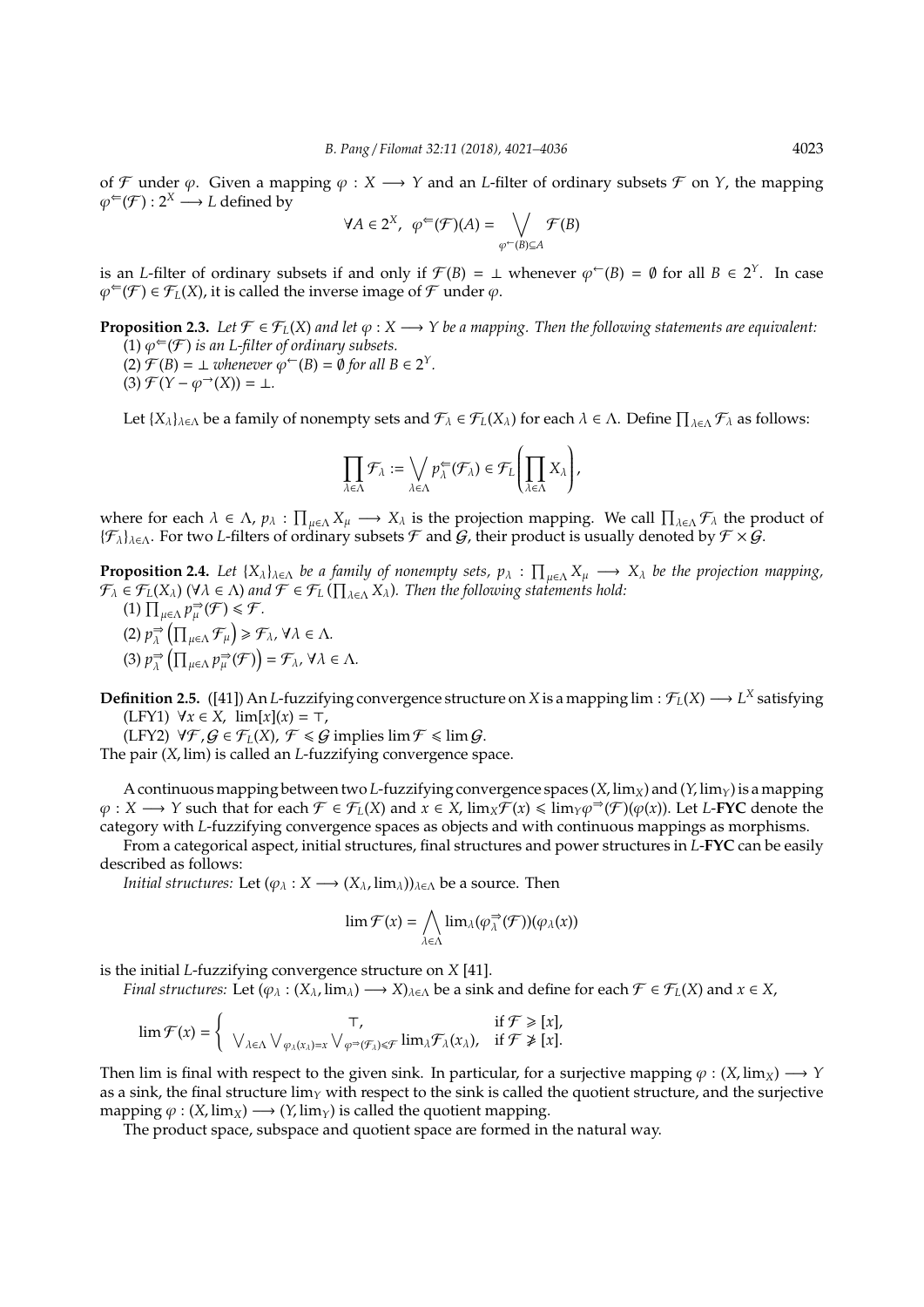of $\mathcal{F}$ under $\varphi$. Given a mapping $\varphi : X \longrightarrow Y$ and an $L$-filter of ordinary subsets $\mathcal{F}$ on $Y$, the mapping $\varphi^{\Leftarrow}(\mathcal{F}) : 2^X \longrightarrow L$ defined by

$$\forall A \in 2^X, \;\; \varphi^{\Leftarrow}(\mathcal{F})(A) = \bigvee_{\varphi^{\leftarrow}(B) \subseteq A} \mathcal{F}(B)$$

is an $L$-filter of ordinary subsets if and only if $\mathcal{F}(B) = \bot$ whenever $\varphi^{\leftarrow}(B) = \emptyset$ for all $B \in 2^Y$. In case $\varphi^{\Leftarrow}(\mathcal{F}) \in \mathcal{F}_L(X)$, it is called the inverse image of $\mathcal{F}$ under $\varphi$.

**Proposition 2.3.** *Let $\mathcal{F} \in \mathcal{F}_L(X)$ and let $\varphi : X \longrightarrow Y$ be a mapping. Then the following statements are equivalent:*
(1) *$\varphi^{\Leftarrow}(\mathcal{F})$ is an $L$-filter of ordinary subsets.*
(2) *$\mathcal{F}(B) = \bot$ whenever $\varphi^{\leftarrow}(B) = \emptyset$ for all $B \in 2^Y$.*
(3) *$\mathcal{F}(Y - \varphi^{\rightarrow}(X)) = \bot$.*

Let $\{X_\lambda\}_{\lambda \in \Lambda}$ be a family of nonempty sets and $\mathcal{F}_\lambda \in \mathcal{F}_L(X_\lambda)$ for each $\lambda \in \Lambda$. Define $\prod_{\lambda \in \Lambda} \mathcal{F}_\lambda$ as follows:

$$\prod_{\lambda \in \Lambda} \mathcal{F}_\lambda := \bigvee_{\lambda \in \Lambda} p_\lambda^{\Leftarrow}(\mathcal{F}_\lambda) \in \mathcal{F}_L\left(\prod_{\lambda \in \Lambda} X_\lambda\right),$$

where for each $\lambda \in \Lambda$, $p_\lambda : \prod_{\mu \in \Lambda} X_\mu \longrightarrow X_\lambda$ is the projection mapping. We call $\prod_{\lambda \in \Lambda} \mathcal{F}_\lambda$ the product of $\{\mathcal{F}_\lambda\}_{\lambda \in \Lambda}$. For two $L$-filters of ordinary subsets $\mathcal{F}$ and $\mathcal{G}$, their product is usually denoted by $\mathcal{F} \times \mathcal{G}$.

**Proposition 2.4.** *Let $\{X_\lambda\}_{\lambda \in \Lambda}$ be a family of nonempty sets, $p_\lambda : \prod_{\mu \in \Lambda} X_\mu \longrightarrow X_\lambda$ be the projection mapping, $\mathcal{F}_\lambda \in \mathcal{F}_L(X_\lambda)$ ($\forall \lambda \in \Lambda$) and $\mathcal{F} \in \mathcal{F}_L(\prod_{\lambda \in \Lambda} X_\lambda)$. Then the following statements hold:*
(1) *$\prod_{\mu \in \Lambda} p_\mu^{\Rightarrow}(\mathcal{F}) \leqslant \mathcal{F}$.*
(2) *$p_\lambda^{\Rightarrow}\left(\prod_{\mu \in \Lambda} \mathcal{F}_\mu\right) \geqslant \mathcal{F}_\lambda$, $\forall \lambda \in \Lambda$.*
(3) *$p_\lambda^{\Rightarrow}\left(\prod_{\mu \in \Lambda} p_\mu^{\Rightarrow}(\mathcal{F})\right) = \mathcal{F}_\lambda$, $\forall \lambda \in \Lambda$.*

**Definition 2.5.** ([41]) An $L$-fuzzifying convergence structure on $X$ is a mapping $\lim : \mathcal{F}_L(X) \longrightarrow L^X$ satisfying
(LFY1) $\forall x \in X$, $\lim[x](x) = \top$,
(LFY2) $\forall \mathcal{F}, \mathcal{G} \in \mathcal{F}_L(X)$, $\mathcal{F} \leqslant \mathcal{G}$ implies $\lim \mathcal{F} \leqslant \lim \mathcal{G}$.
The pair $(X, \lim)$ is called an $L$-fuzzifying convergence space.

A continuous mapping between two $L$-fuzzifying convergence spaces $(X, \lim_X)$ and $(Y, \lim_Y)$ is a mapping $\varphi : X \longrightarrow Y$ such that for each $\mathcal{F} \in \mathcal{F}_L(X)$ and $x \in X$, $\lim_X \mathcal{F}(x) \leqslant \lim_Y \varphi^{\Rightarrow}(\mathcal{F})(\varphi(x))$. Let $L$-**FYC** denote the category with $L$-fuzzifying convergence spaces as objects and with continuous mappings as morphisms.

From a categorical aspect, initial structures, final structures and power structures in $L$-**FYC** can be easily described as follows:

*Initial structures:* Let $(\varphi_\lambda : X \longrightarrow (X_\lambda, \lim_\lambda))_{\lambda \in \Lambda}$ be a source. Then

$$\lim \mathcal{F}(x) = \bigwedge_{\lambda \in \Lambda} \lim_\lambda(\varphi_\lambda^{\Rightarrow}(\mathcal{F}))(\varphi_\lambda(x))$$

is the initial $L$-fuzzifying convergence structure on $X$ [41].

*Final structures:* Let $(\varphi_\lambda : (X_\lambda, \lim_\lambda) \longrightarrow X)_{\lambda \in \Lambda}$ be a sink and define for each $\mathcal{F} \in \mathcal{F}_L(X)$ and $x \in X$,

$$\lim \mathcal{F}(x) = \begin{cases} \top, & \text{if } \mathcal{F} \geqslant [x], \\ \bigvee_{\lambda \in \Lambda} \bigvee_{\varphi_\lambda(x_\lambda) = x} \bigvee_{\varphi^{\Rightarrow}(\mathcal{F}_\lambda) \leqslant \mathcal{F}} \lim_\lambda \mathcal{F}_\lambda(x_\lambda), & \text{if } \mathcal{F} \ngeqslant [x]. \end{cases}$$

Then lim is final with respect to the given sink. In particular, for a surjective mapping $\varphi : (X, \lim_X) \longrightarrow Y$ as a sink, the final structure $\lim_Y$ with respect to the sink is called the quotient structure, and the surjective mapping $\varphi : (X, \lim_X) \longrightarrow (Y, \lim_Y)$ is called the quotient mapping.

The product space, subspace and quotient space are formed in the natural way.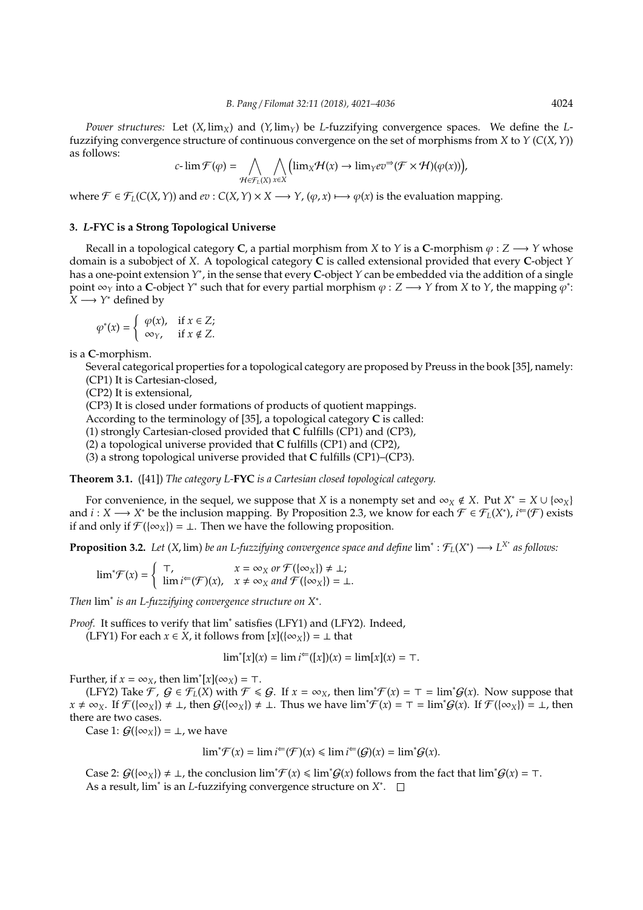*Power structures:* Let $(X, \lim_X)$ and $(Y, \lim_Y)$ be $L$-fuzzifying convergence spaces. We define the $L$-fuzzifying convergence structure of continuous convergence on the set of morphisms from $X$ to $Y$ ($C(X, Y)$) as follows:

$$c\text{-}\lim \mathcal{F}(\varphi) = \bigwedge_{\mathcal{H} \in \mathcal{F}_L(X)} \bigwedge_{x \in X} \Big( \lim_X \mathcal{H}(x) \to \lim_Y ev^{\Rightarrow}(\mathcal{F} \times \mathcal{H})(\varphi(x)) \Big),$$

where $\mathcal{F} \in \mathcal{F}_L(C(X, Y))$ and $ev : C(X, Y) \times X \longrightarrow Y$, $(\varphi, x) \longmapsto \varphi(x)$ is the evaluation mapping.

### 3. $L$-FYC is a Strong Topological Universe

Recall in a topological category **C**, a partial morphism from $X$ to $Y$ is a **C**-morphism $\varphi : Z \longrightarrow Y$ whose domain is a subobject of $X$. A topological category **C** is called extensional provided that every **C**-object $Y$ has a one-point extension $Y^*$, in the sense that every **C**-object $Y$ can be embedded via the addition of a single point $\infty_Y$ into a **C**-object $Y^*$ such that for every partial morphism $\varphi : Z \longrightarrow Y$ from $X$ to $Y$, the mapping $\varphi^*$: $X \longrightarrow Y^*$ defined by

$$\varphi^*(x) = \begin{cases} \varphi(x), & \text{if } x \in Z; \\ \infty_Y, & \text{if } x \notin Z. \end{cases}$$

is a **C**-morphism.

Several categorical properties for a topological category are proposed by Preuss in the book [35], namely:
(CP1) It is Cartesian-closed,
(CP2) It is extensional,
(CP3) It is closed under formations of products of quotient mappings.
According to the terminology of [35], a topological category **C** is called:
(1) strongly Cartesian-closed provided that **C** fulfills (CP1) and (CP3),
(2) a topological universe provided that **C** fulfills (CP1) and (CP2),
(3) a strong topological universe provided that **C** fulfills (CP1)–(CP3).

**Theorem 3.1.** ([41]) *The category $L$-**FYC** is a Cartesian closed topological category.*

For convenience, in the sequel, we suppose that $X$ is a nonempty set and $\infty_X \notin X$. Put $X^* = X \cup \{\infty_X\}$ and $i : X \longrightarrow X^*$ be the inclusion mapping. By Proposition 2.3, we know for each $\mathcal{F} \in \mathcal{F}_L(X^*)$, $i^{\Leftarrow}(\mathcal{F})$ exists if and only if $\mathcal{F}(\{\infty_X\}) = \perp$. Then we have the following proposition.

**Proposition 3.2.** *Let $(X, \lim)$ be an $L$-fuzzifying convergence space and define $\lim^* : \mathcal{F}_L(X^*) \longrightarrow L^{X^*}$ as follows:*

$$\lim{}^*\mathcal{F}(x) = \begin{cases} \top, & x = \infty_X \text{ or } \mathcal{F}(\{\infty_X\}) \neq \perp; \\ \lim i^{\Leftarrow}(\mathcal{F})(x), & x \neq \infty_X \text{ and } \mathcal{F}(\{\infty_X\}) = \perp. \end{cases}$$

*Then $\lim^*$ is an $L$-fuzzifying convergence structure on $X^*$.*

*Proof.* It suffices to verify that $\lim^*$ satisfies (LFY1) and (LFY2). Indeed,
(LFY1) For each $x \in X$, it follows from $[x](\{\infty_X\}) = \perp$ that

$$\lim{}^*[x](x) = \lim i^{\Leftarrow}([x])(x) = \lim[x](x) = \top.$$

Further, if $x = \infty_X$, then $\lim^*[x](\infty_X) = \top$.

(LFY2) Take $\mathcal{F}$, $\mathcal{G} \in \mathcal{F}_L(X)$ with $\mathcal{F} \leqslant \mathcal{G}$. If $x = \infty_X$, then $\lim^*\mathcal{F}(x) = \top = \lim^*\mathcal{G}(x)$. Now suppose that $x \neq \infty_X$. If $\mathcal{F}(\{\infty_X\}) \neq \perp$, then $\mathcal{G}(\{\infty_X\}) \neq \perp$. Thus we have $\lim^*\mathcal{F}(x) = \top = \lim^*\mathcal{G}(x)$. If $\mathcal{F}(\{\infty_X\}) = \perp$, then there are two cases.

Case 1: $\mathcal{G}(\{\infty_X\}) = \perp$, we have

$$\lim{}^*\mathcal{F}(x) = \lim i^{\Leftarrow}(\mathcal{F})(x) \leqslant \lim i^{\Leftarrow}(\mathcal{G})(x) = \lim{}^*\mathcal{G}(x).$$

Case 2: $\mathcal{G}(\{\infty_X\}) \neq \perp$, the conclusion $\lim^*\mathcal{F}(x) \leqslant \lim^*\mathcal{G}(x)$ follows from the fact that $\lim^*\mathcal{G}(x) = \top$.
As a result, $\lim^*$ is an $L$-fuzzifying convergence structure on $X^*$. $\square$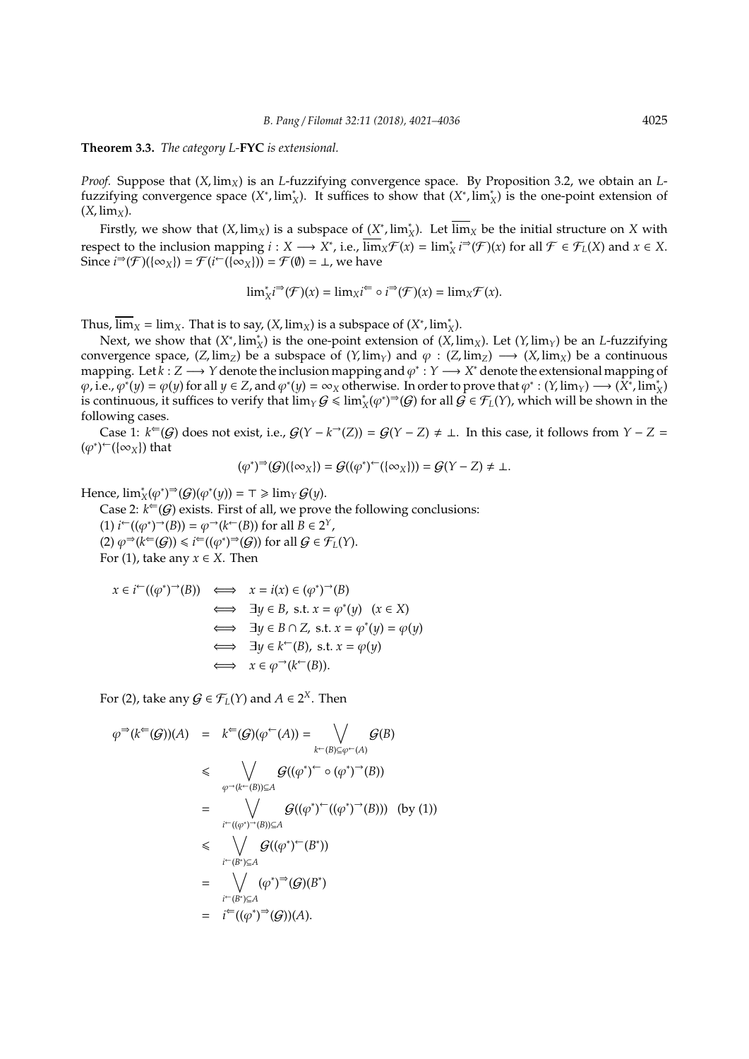**Theorem 3.3.** *The category L-***FYC** *is extensional.*

*Proof.* Suppose that $(X, \lim_X)$ is an $L$-fuzzifying convergence space. By Proposition 3.2, we obtain an $L$-fuzzifying convergence space $(X^*, \lim^*_X)$. It suffices to show that $(X^*, \lim^*_X)$ is the one-point extension of $(X, \lim_X)$.

Firstly, we show that $(X, \lim_X)$ is a subspace of $(X^*, \lim^*_X)$. Let $\overline{\lim}_X$ be the initial structure on $X$ with respect to the inclusion mapping $i : X \longrightarrow X^*$, i.e., $\overline{\lim}_X \mathcal{F}(x) = \lim^*_X i^{\Rightarrow}(\mathcal{F})(x)$ for all $\mathcal{F} \in \mathcal{F}_L(X)$ and $x \in X$. Since $i^{\Rightarrow}(\mathcal{F})(\{\infty_X\}) = \mathcal{F}(i^{\leftarrow}(\{\infty_X\})) = \mathcal{F}(\emptyset) = \bot$, we have

$$\lim{}^*_X i^{\Rightarrow}(\mathcal{F})(x) = \lim{}_X i^{\Leftarrow} \circ i^{\Rightarrow}(\mathcal{F})(x) = \lim{}_X \mathcal{F}(x).$$

Thus, $\overline{\lim}_X = \lim_X$. That is to say, $(X, \lim_X)$ is a subspace of $(X^*, \lim^*_X)$.

Next, we show that $(X^*, \lim^*_X)$ is the one-point extension of $(X, \lim_X)$. Let $(Y, \lim_Y)$ be an $L$-fuzzifying convergence space, $(Z, \lim_Z)$ be a subspace of $(Y, \lim_Y)$ and $\varphi : (Z, \lim_Z) \longrightarrow (X, \lim_X)$ be a continuous mapping. Let $k : Z \longrightarrow Y$ denote the inclusion mapping and $\varphi^* : Y \longrightarrow X^*$ denote the extensional mapping of $\varphi$, i.e., $\varphi^*(y) = \varphi(y)$ for all $y \in Z$, and $\varphi^*(y) = \infty_X$ otherwise. In order to prove that $\varphi^* : (Y, \lim_Y) \longrightarrow (X^*, \lim^*_X)$ is continuous, it suffices to verify that $\lim_Y \mathcal{G} \leqslant \lim^*_X (\varphi^*)^{\Rightarrow}(\mathcal{G})$ for all $\mathcal{G} \in \mathcal{F}_L(Y)$, which will be shown in the following cases.

Case 1: $k^{\Leftarrow}(\mathcal{G})$ does not exist, i.e., $\mathcal{G}(Y - k^{\rightarrow}(Z)) = \mathcal{G}(Y - Z) \neq \bot$. In this case, it follows from $Y - Z = (\varphi^*)^{\leftarrow}(\{\infty_X\})$ that

$$(\varphi^*)^{\Rightarrow}(\mathcal{G})(\{\infty_X\}) = \mathcal{G}((\varphi^*)^{\leftarrow}(\{\infty_X\})) = \mathcal{G}(Y - Z) \neq \bot.$$

Hence, $\lim^*_X (\varphi^*)^{\Rightarrow}(\mathcal{G})(\varphi^*(y)) = \top \geqslant \lim_Y \mathcal{G}(y)$.

Case 2: $k^{\Leftarrow}(\mathcal{G})$ exists. First of all, we prove the following conclusions:

(1) $i^{\leftarrow}((\varphi^*)^{\rightarrow}(B)) = \varphi^{\rightarrow}(k^{\leftarrow}(B))$ for all $B \in 2^Y$,

(2) $\varphi^{\Rightarrow}(k^{\Leftarrow}(\mathcal{G})) \leqslant i^{\Leftarrow}((\varphi^*)^{\Rightarrow}(\mathcal{G}))$ for all $\mathcal{G} \in \mathcal{F}_L(Y)$.

For (1), take any $x \in X$. Then

$$\begin{aligned}
x \in i^{\leftarrow}((\varphi^*)^{\rightarrow}(B)) &\iff x = i(x) \in (\varphi^*)^{\rightarrow}(B) \\
&\iff \exists y \in B, \text{ s.t. } x = \varphi^*(y) \quad (x \in X) \\
&\iff \exists y \in B \cap Z, \text{ s.t. } x = \varphi^*(y) = \varphi(y) \\
&\iff \exists y \in k^{\leftarrow}(B), \text{ s.t. } x = \varphi(y) \\
&\iff x \in \varphi^{\rightarrow}(k^{\leftarrow}(B)).
\end{aligned}$$

For (2), take any $\mathcal{G} \in \mathcal{F}_L(Y)$ and $A \in 2^X$. Then

$$\begin{aligned}
\varphi^{\Rightarrow}(k^{\Leftarrow}(\mathcal{G}))(A) &= k^{\Leftarrow}(\mathcal{G})(\varphi^{\leftarrow}(A)) = \bigvee_{k^{\leftarrow}(B) \subseteq \varphi^{\leftarrow}(A)} \mathcal{G}(B) \\
&\leqslant \bigvee_{\varphi^{\rightarrow}(k^{\leftarrow}(B)) \subseteq A} \mathcal{G}((\varphi^*)^{\leftarrow} \circ (\varphi^*)^{\rightarrow}(B)) \\
&= \bigvee_{i^{\leftarrow}((\varphi^*)^{\rightarrow}(B)) \subseteq A} \mathcal{G}((\varphi^*)^{\leftarrow}((\varphi^*)^{\rightarrow}(B))) \quad \text{(by (1))} \\
&\leqslant \bigvee_{i^{\leftarrow}(B^*) \subseteq A} \mathcal{G}((\varphi^*)^{\leftarrow}(B^*)) \\
&= \bigvee_{i^{\leftarrow}(B^*) \subseteq A} (\varphi^*)^{\Rightarrow}(\mathcal{G})(B^*) \\
&= i^{\Leftarrow}((\varphi^*)^{\Rightarrow}(\mathcal{G}))(A).
\end{aligned}$$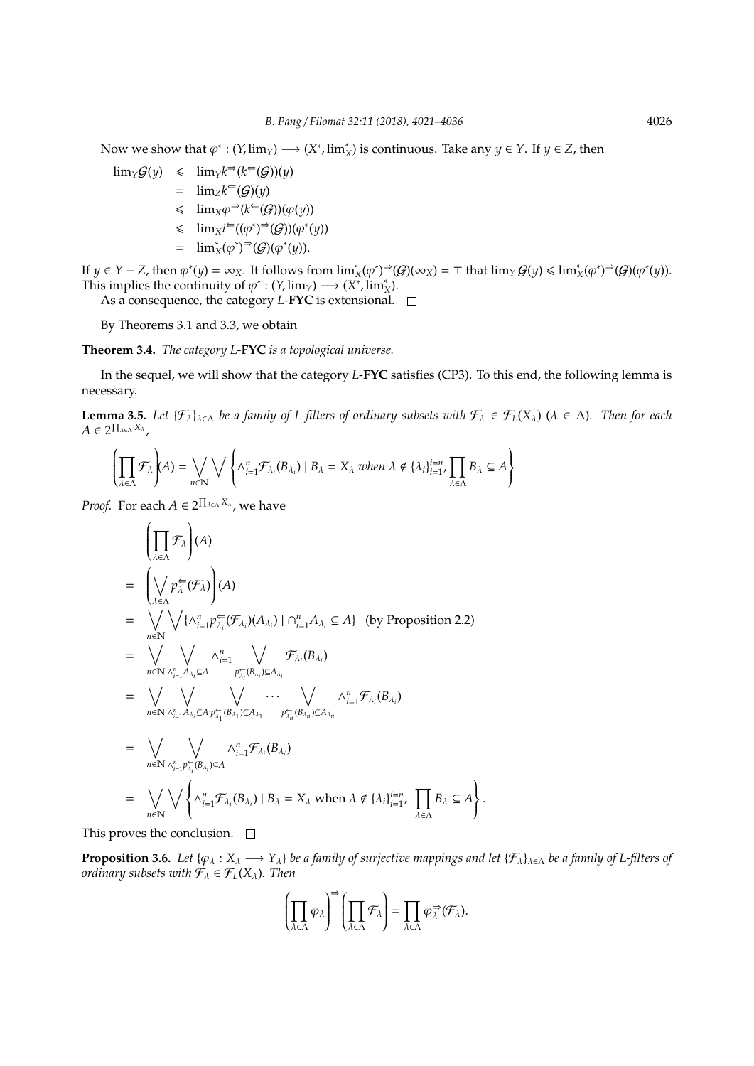Now we show that $\varphi^* : (Y, \lim_Y) \longrightarrow (X^*, \lim_X^*)$ is continuous. Take any $y \in Y$. If $y \in Z$, then

$$
\begin{aligned}
\lim_Y \mathcal{G}(y) &\leqslant \lim_Y k^{\Rightarrow}(k^{\Leftarrow}(\mathcal{G}))(y) \\
&= \lim_Z k^{\Leftarrow}(\mathcal{G})(y) \\
&\leqslant \lim_X \varphi^{\Rightarrow}(k^{\Leftarrow}(\mathcal{G}))(\varphi(y)) \\
&\leqslant \lim_X i^{\Leftarrow}((\varphi^*)^{\Rightarrow}(\mathcal{G}))(\varphi^*(y)) \\
&= \lim_X^* (\varphi^*)^{\Rightarrow}(\mathcal{G})(\varphi^*(y)).
\end{aligned}
$$

If $y \in Y - Z$, then $\varphi^*(y) = \infty_X$. It follows from $\lim_X^*(\varphi^*)^{\Rightarrow}(\mathcal{G})(\infty_X) = \top$ that $\lim_Y \mathcal{G}(y) \leqslant \lim_X^*(\varphi^*)^{\Rightarrow}(\mathcal{G})(\varphi^*(y))$. This implies the continuity of $\varphi^* : (Y, \lim_Y) \longrightarrow (X^*, \lim_X^*)$.

As a consequence, the category $L$-**FYC** is extensional. □

By Theorems 3.1 and 3.3, we obtain

**Theorem 3.4.** *The category $L$-**FYC** is a topological universe.*

In the sequel, we will show that the category $L$-**FYC** satisfies (CP3). To this end, the following lemma is necessary.

**Lemma 3.5.** *Let $\{\mathcal{F}_\lambda\}_{\lambda \in \Lambda}$ be a family of L-filters of ordinary subsets with $\mathcal{F}_\lambda \in \mathcal{F}_L(X_\lambda)$ $(\lambda \in \Lambda)$. Then for each $A \in 2^{\prod_{\lambda \in \Lambda} X_\lambda}$,*

$$
\left(\prod_{\lambda \in \Lambda} \mathcal{F}_\lambda\right)(A) = \bigvee_{n \in \mathbb{N}} \bigvee \left\{ \wedge_{i=1}^n \mathcal{F}_{\lambda_i}(B_{\lambda_i}) \mid B_\lambda = X_\lambda \text{ when } \lambda \notin \{\lambda_i\}_{i=1}^{i=n}, \prod_{\lambda \in \Lambda} B_\lambda \subseteq A \right\}
$$

*Proof.* For each $A \in 2^{\prod_{\lambda \in \Lambda} X_\lambda}$, we have

$$
\begin{aligned}
& \left(\prod_{\lambda \in \Lambda} \mathcal{F}_\lambda\right)(A) \\
= & \left(\bigvee_{\lambda \in \Lambda} p_\lambda^{\Leftarrow}(\mathcal{F}_\lambda)\right)(A) \\
= & \bigvee_{n \in \mathbb{N}} \bigvee \{\wedge_{i=1}^n p_{\lambda_i}^{\Leftarrow}(\mathcal{F}_{\lambda_i})(A_{\lambda_i}) \mid \cap_{i=1}^n A_{\lambda_i} \subseteq A\} \quad \text{(by Proposition 2.2)} \\
= & \bigvee_{n \in \mathbb{N}} \bigvee_{\wedge_{i=1}^n A_{\lambda_i} \subseteq A} \wedge_{i=1}^n \bigvee_{p_{\lambda_i}^{\leftarrow}(B_{\lambda_i}) \subseteq A_{\lambda_i}} \mathcal{F}_{\lambda_i}(B_{\lambda_i}) \\
= & \bigvee_{n \in \mathbb{N}} \bigvee_{\wedge_{i=1}^n A_{\lambda_i} \subseteq A} \bigvee_{p_{\lambda_1}^{\leftarrow}(B_{\lambda_1}) \subseteq A_{\lambda_1}} \cdots \bigvee_{p_{\lambda_n}^{\leftarrow}(B_{\lambda_n}) \subseteq A_{\lambda_n}} \wedge_{i=1}^n \mathcal{F}_{\lambda_i}(B_{\lambda_i}) \\
= & \bigvee_{n \in \mathbb{N}} \bigvee_{\wedge_{i=1}^n p_{\lambda_i}^{\leftarrow}(B_{\lambda_i}) \subseteq A} \wedge_{i=1}^n \mathcal{F}_{\lambda_i}(B_{\lambda_i}) \\
= & \bigvee_{n \in \mathbb{N}} \bigvee \left\{ \wedge_{i=1}^n \mathcal{F}_{\lambda_i}(B_{\lambda_i}) \mid B_\lambda = X_\lambda \text{ when } \lambda \notin \{\lambda_i\}_{i=1}^{i=n}, \prod_{\lambda \in \Lambda} B_\lambda \subseteq A \right\}.
\end{aligned}
$$

This proves the conclusion. □

**Proposition 3.6.** *Let $\{\varphi_\lambda : X_\lambda \longrightarrow Y_\lambda\}$ be a family of surjective mappings and let $\{\mathcal{F}_\lambda\}_{\lambda \in \Lambda}$ be a family of L-filters of ordinary subsets with $\mathcal{F}_\lambda \in \mathcal{F}_L(X_\lambda)$. Then*

$$
\left(\prod_{\lambda \in \Lambda} \varphi_\lambda\right)^{\Rightarrow} \left(\prod_{\lambda \in \Lambda} \mathcal{F}_\lambda\right) = \prod_{\lambda \in \Lambda} \varphi_\lambda^{\Rightarrow}(\mathcal{F}_\lambda).
$$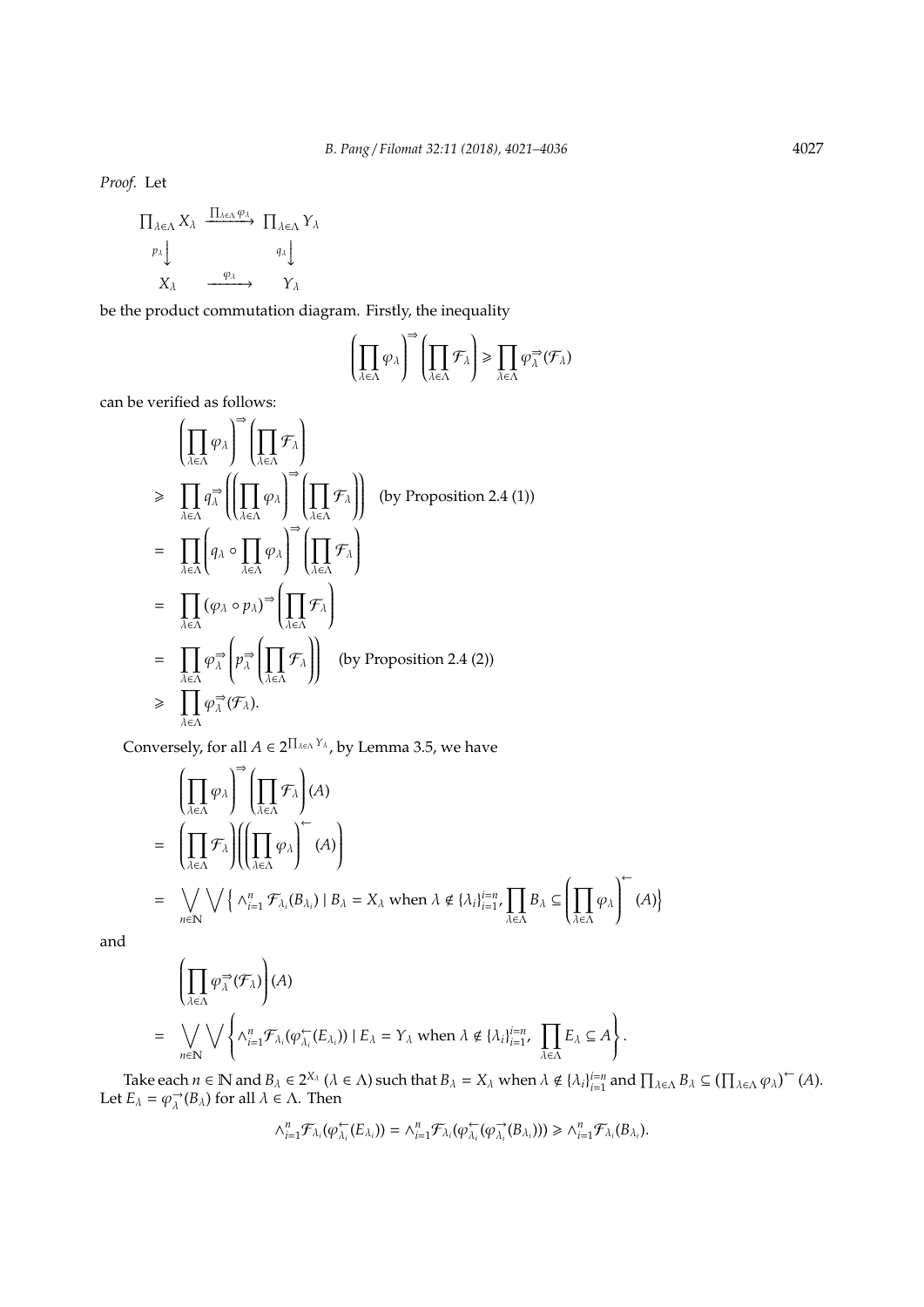*Proof.* Let

$$\begin{array}{ccc}
\prod_{\lambda\in\Lambda} X_\lambda & \xrightarrow{\prod_{\lambda\in\Lambda}\varphi_\lambda} & \prod_{\lambda\in\Lambda} Y_\lambda \\
{\scriptstyle p_\lambda}\downarrow & & {\scriptstyle q_\lambda}\downarrow \\
X_\lambda & \xrightarrow{\varphi_\lambda} & Y_\lambda
\end{array}$$

be the product commutation diagram. Firstly, the inequality

$$\left(\prod_{\lambda\in\Lambda}\varphi_\lambda\right)^{\Rightarrow}\left(\prod_{\lambda\in\Lambda}\mathcal{F}_\lambda\right) \geqslant \prod_{\lambda\in\Lambda}\varphi_\lambda^{\Rightarrow}(\mathcal{F}_\lambda)$$

can be verified as follows:

$$\begin{aligned}
&\left(\prod_{\lambda\in\Lambda}\varphi_\lambda\right)^{\Rightarrow}\left(\prod_{\lambda\in\Lambda}\mathcal{F}_\lambda\right) \\
\geqslant\ & \prod_{\lambda\in\Lambda} q_\lambda^{\Rightarrow}\left(\left(\prod_{\lambda\in\Lambda}\varphi_\lambda\right)^{\Rightarrow}\left(\prod_{\lambda\in\Lambda}\mathcal{F}_\lambda\right)\right) \quad \text{(by Proposition 2.4 (1))} \\
=\ & \prod_{\lambda\in\Lambda}\left(q_\lambda\circ\prod_{\lambda\in\Lambda}\varphi_\lambda\right)^{\Rightarrow}\left(\prod_{\lambda\in\Lambda}\mathcal{F}_\lambda\right) \\
=\ & \prod_{\lambda\in\Lambda}(\varphi_\lambda\circ p_\lambda)^{\Rightarrow}\left(\prod_{\lambda\in\Lambda}\mathcal{F}_\lambda\right) \\
=\ & \prod_{\lambda\in\Lambda}\varphi_\lambda^{\Rightarrow}\left(p_\lambda^{\Rightarrow}\left(\prod_{\lambda\in\Lambda}\mathcal{F}_\lambda\right)\right) \quad \text{(by Proposition 2.4 (2))} \\
\geqslant\ & \prod_{\lambda\in\Lambda}\varphi_\lambda^{\Rightarrow}(\mathcal{F}_\lambda).
\end{aligned}$$

Conversely, for all $A\in 2^{\prod_{\lambda\in\Lambda}Y_\lambda}$, by Lemma 3.5, we have

$$\begin{aligned}
&\left(\prod_{\lambda\in\Lambda}\varphi_\lambda\right)^{\Rightarrow}\left(\prod_{\lambda\in\Lambda}\mathcal{F}_\lambda\right)(A) \\
=\ & \left(\prod_{\lambda\in\Lambda}\mathcal{F}_\lambda\right)\left(\left(\prod_{\lambda\in\Lambda}\varphi_\lambda\right)^{\leftarrow}(A)\right) \\
=\ & \bigvee_{n\in\mathbb{N}}\bigvee\left\{\wedge_{i=1}^n\mathcal{F}_{\lambda_i}(B_{\lambda_i}) \mid B_\lambda = X_\lambda \text{ when } \lambda\notin\{\lambda_i\}_{i=1}^{i=n}, \prod_{\lambda\in\Lambda}B_\lambda\subseteq\left(\prod_{\lambda\in\Lambda}\varphi_\lambda\right)^{\leftarrow}(A)\right\}
\end{aligned}$$

and

$$\begin{aligned}
&\left(\prod_{\lambda\in\Lambda}\varphi_\lambda^{\Rightarrow}(\mathcal{F}_\lambda)\right)(A) \\
=\ & \bigvee_{n\in\mathbb{N}}\bigvee\left\{\wedge_{i=1}^n\mathcal{F}_{\lambda_i}(\varphi_{\lambda_i}^{\leftarrow}(E_{\lambda_i})) \mid E_\lambda = Y_\lambda \text{ when } \lambda\notin\{\lambda_i\}_{i=1}^{i=n},\ \prod_{\lambda\in\Lambda}E_\lambda\subseteq A\right\}.
\end{aligned}$$

Take each $n\in\mathbb{N}$ and $B_\lambda\in 2^{X_\lambda}$ $(\lambda\in\Lambda)$ such that $B_\lambda = X_\lambda$ when $\lambda\notin\{\lambda_i\}_{i=1}^{i=n}$ and $\prod_{\lambda\in\Lambda}B_\lambda\subseteq\left(\prod_{\lambda\in\Lambda}\varphi_\lambda\right)^{\leftarrow}(A)$. Let $E_\lambda = \varphi_\lambda^{\rightarrow}(B_\lambda)$ for all $\lambda\in\Lambda$. Then

$$\wedge_{i=1}^n\mathcal{F}_{\lambda_i}(\varphi_{\lambda_i}^{\leftarrow}(E_{\lambda_i})) = \wedge_{i=1}^n\mathcal{F}_{\lambda_i}(\varphi_{\lambda_i}^{\leftarrow}(\varphi_{\lambda_i}^{\rightarrow}(B_{\lambda_i}))) \geqslant \wedge_{i=1}^n\mathcal{F}_{\lambda_i}(B_{\lambda_i}).$$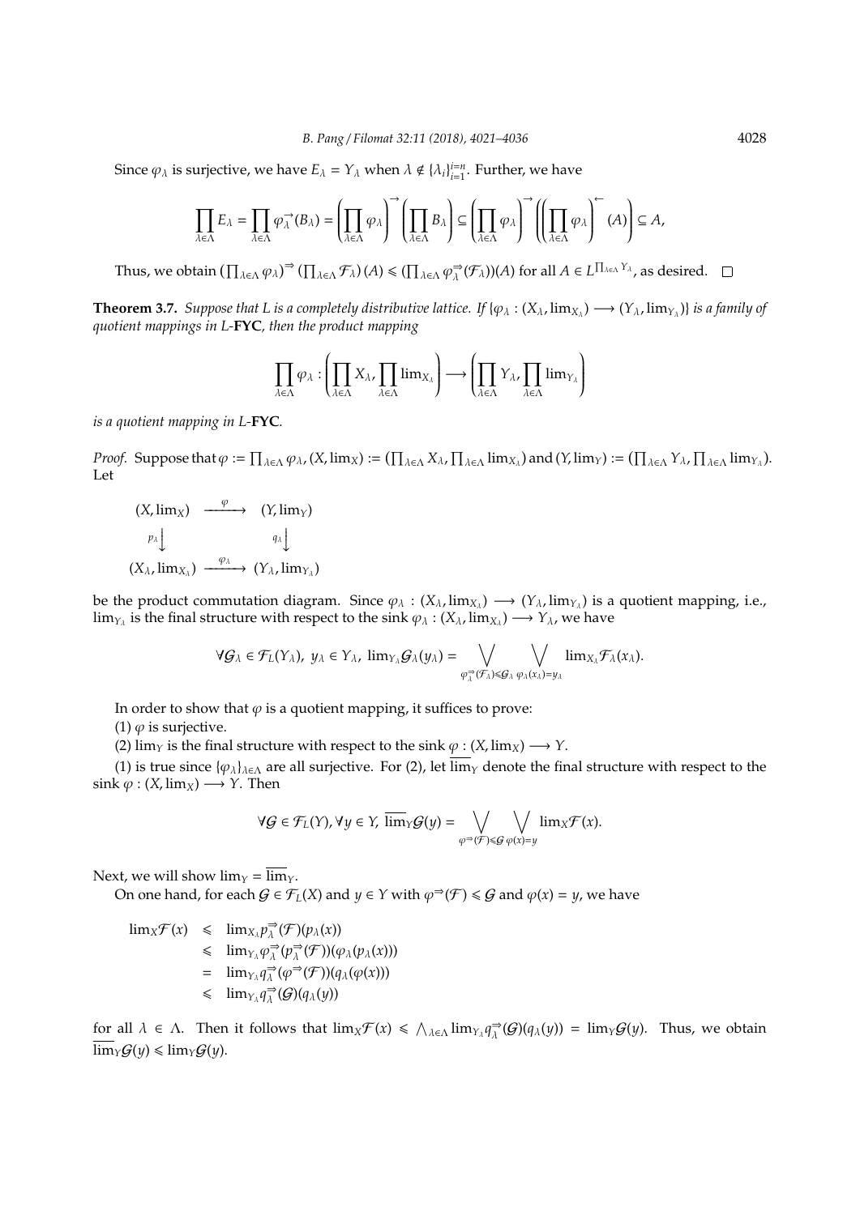Since $\varphi_\lambda$ is surjective, we have $E_\lambda = Y_\lambda$ when $\lambda \notin \{\lambda_i\}_{i=1}^{i=n}$. Further, we have

$$\prod_{\lambda\in\Lambda} E_\lambda = \prod_{\lambda\in\Lambda} \varphi_\lambda^{\rightarrow}(B_\lambda) = \left(\prod_{\lambda\in\Lambda}\varphi_\lambda\right)^{\rightarrow}\left(\prod_{\lambda\in\Lambda} B_\lambda\right) \subseteq \left(\prod_{\lambda\in\Lambda}\varphi_\lambda\right)^{\rightarrow}\left(\left(\prod_{\lambda\in\Lambda}\varphi_\lambda\right)^{\leftarrow}(A)\right) \subseteq A,$$

Thus, we obtain $(\prod_{\lambda\in\Lambda}\varphi_\lambda)^{\Rightarrow}(\prod_{\lambda\in\Lambda}\mathcal{F}_\lambda)(A) \leqslant (\prod_{\lambda\in\Lambda}\varphi_\lambda^{\Rightarrow}(\mathcal{F}_\lambda))(A)$ for all $A \in L^{\prod_{\lambda\in\Lambda} Y_\lambda}$, as desired. $\square$

**Theorem 3.7.** *Suppose that $L$ is a completely distributive lattice. If $\{\varphi_\lambda : (X_\lambda, \lim_{X_\lambda}) \longrightarrow (Y_\lambda, \lim_{Y_\lambda})\}$ is a family of quotient mappings in $L$-***FYC***, then the product mapping*

$$\prod_{\lambda\in\Lambda}\varphi_\lambda : \left(\prod_{\lambda\in\Lambda} X_\lambda, \prod_{\lambda\in\Lambda} \lim_{X_\lambda}\right) \longrightarrow \left(\prod_{\lambda\in\Lambda} Y_\lambda, \prod_{\lambda\in\Lambda} \lim_{Y_\lambda}\right)$$

*is a quotient mapping in $L$-***FYC***.*

*Proof.* Suppose that $\varphi := \prod_{\lambda\in\Lambda}\varphi_\lambda$, $(X, \lim_X) := (\prod_{\lambda\in\Lambda} X_\lambda, \prod_{\lambda\in\Lambda}\lim_{X_\lambda})$ and $(Y, \lim_Y) := (\prod_{\lambda\in\Lambda} Y_\lambda, \prod_{\lambda\in\Lambda}\lim_{Y_\lambda})$. Let

$$\begin{array}{ccc}
(X, \lim_X) & \xrightarrow{\ \varphi\ } & (Y, \lim_Y) \\
{\scriptstyle p_\lambda}\downarrow & & {\scriptstyle q_\lambda}\downarrow \\
(X_\lambda, \lim_{X_\lambda}) & \xrightarrow{\ \varphi_\lambda\ } & (Y_\lambda, \lim_{Y_\lambda})
\end{array}$$

be the product commutation diagram. Since $\varphi_\lambda : (X_\lambda, \lim_{X_\lambda}) \longrightarrow (Y_\lambda, \lim_{Y_\lambda})$ is a quotient mapping, i.e., $\lim_{Y_\lambda}$ is the final structure with respect to the sink $\varphi_\lambda : (X_\lambda, \lim_{X_\lambda}) \longrightarrow Y_\lambda$, we have

$$\forall \mathcal{G}_\lambda \in \mathcal{F}_L(Y_\lambda),\ y_\lambda \in Y_\lambda,\ \lim_{Y_\lambda}\mathcal{G}_\lambda(y_\lambda) = \bigvee_{\varphi_\lambda^{\Rightarrow}(\mathcal{F}_\lambda)\leqslant\mathcal{G}_\lambda}\ \bigvee_{\varphi_\lambda(x_\lambda)=y_\lambda} \lim_{X_\lambda}\mathcal{F}_\lambda(x_\lambda).$$

In order to show that $\varphi$ is a quotient mapping, it suffices to prove:

(1) $\varphi$ is surjective.

(2) $\lim_Y$ is the final structure with respect to the sink $\varphi : (X, \lim_X) \longrightarrow Y$.

(1) is true since $\{\varphi_\lambda\}_{\lambda\in\Lambda}$ are all surjective. For (2), let $\overline{\lim}_Y$ denote the final structure with respect to the sink $\varphi : (X, \lim_X) \longrightarrow Y$. Then

$$\forall \mathcal{G} \in \mathcal{F}_L(Y), \forall y \in Y,\ \overline{\lim}_Y\mathcal{G}(y) = \bigvee_{\varphi^{\Rightarrow}(\mathcal{F})\leqslant\mathcal{G}}\ \bigvee_{\varphi(x)=y} \lim_X\mathcal{F}(x).$$

Next, we will show $\lim_Y = \overline{\lim}_Y$.

On one hand, for each $\mathcal{G} \in \mathcal{F}_L(X)$ and $y \in Y$ with $\varphi^{\Rightarrow}(\mathcal{F}) \leqslant \mathcal{G}$ and $\varphi(x) = y$, we have

$$\begin{aligned}
\lim_X\mathcal{F}(x) &\leqslant \lim_{X_\lambda} p_\lambda^{\Rightarrow}(\mathcal{F})(p_\lambda(x)) \\
&\leqslant \lim_{Y_\lambda}\varphi_\lambda^{\Rightarrow}(p_\lambda^{\Rightarrow}(\mathcal{F}))(\varphi_\lambda(p_\lambda(x))) \\
&= \lim_{Y_\lambda} q_\lambda^{\Rightarrow}(\varphi^{\Rightarrow}(\mathcal{F}))(q_\lambda(\varphi(x))) \\
&\leqslant \lim_{Y_\lambda} q_\lambda^{\Rightarrow}(\mathcal{G})(q_\lambda(y))
\end{aligned}$$

for all $\lambda \in \Lambda$. Then it follows that $\lim_X\mathcal{F}(x) \leqslant \bigwedge_{\lambda\in\Lambda}\lim_{Y_\lambda} q_\lambda^{\Rightarrow}(\mathcal{G})(q_\lambda(y)) = \lim_Y\mathcal{G}(y)$. Thus, we obtain $\overline{\lim}_Y\mathcal{G}(y) \leqslant \lim_Y\mathcal{G}(y)$.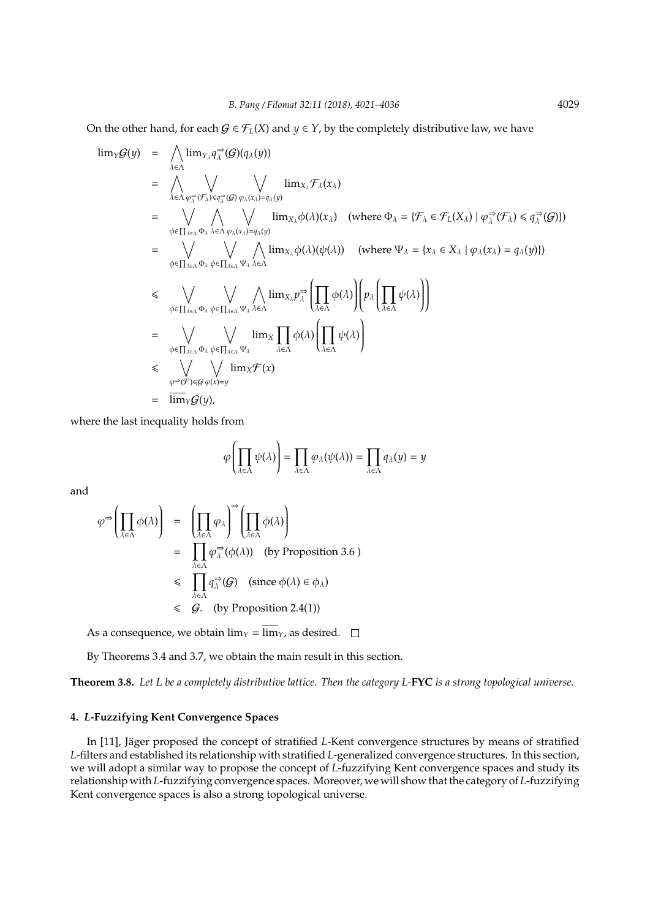On the other hand, for each $\mathcal{G} \in \mathcal{F}_L(X)$ and $y \in Y$, by the completely distributive law, we have

$$
\begin{aligned}
\lim_Y \mathcal{G}(y) &= \bigwedge_{\lambda \in \Lambda} \lim_{Y_\lambda} q_\lambda^{\Rightarrow}(\mathcal{G})(q_\lambda(y)) \\
&= \bigwedge_{\lambda \in \Lambda} \bigvee_{\varphi_\lambda^{\Rightarrow}(\mathcal{F}_\lambda) \leqslant q_\lambda^{\Rightarrow}(\mathcal{G})} \bigvee_{\varphi_\lambda(x_\lambda) = q_\lambda(y)} \lim_{X_\lambda} \mathcal{F}_\lambda(x_\lambda) \\
&= \bigvee_{\phi \in \prod_{\lambda \in \Lambda} \Phi_\lambda} \bigwedge_{\lambda \in \Lambda} \bigvee_{\varphi_\lambda(x_\lambda) = q_\lambda(y)} \lim_{X_\lambda} \phi(\lambda)(x_\lambda) \quad (\text{where } \Phi_\lambda = \{\mathcal{F}_\lambda \in \mathcal{F}_L(X_\lambda) \mid \varphi_\lambda^{\Rightarrow}(\mathcal{F}_\lambda) \leqslant q_\lambda^{\Rightarrow}(\mathcal{G})\}) \\
&= \bigvee_{\phi \in \prod_{\lambda \in \Lambda} \Phi_\lambda} \bigvee_{\psi \in \prod_{\lambda \in \Lambda} \Psi_\lambda} \bigwedge_{\lambda \in \Lambda} \lim_{X_\lambda} \phi(\lambda)(\psi(\lambda)) \quad (\text{where } \Psi_\lambda = \{x_\lambda \in X_\lambda \mid \varphi_\lambda(x_\lambda) = q_\lambda(y)\}) \\
&\leqslant \bigvee_{\phi \in \prod_{\lambda \in \Lambda} \Phi_\lambda} \bigvee_{\psi \in \prod_{\lambda \in \Lambda} \Psi_\lambda} \bigwedge_{\lambda \in \Lambda} \lim_{X_\lambda} p_\lambda^{\Rightarrow}\left(\prod_{\lambda \in \Lambda} \phi(\lambda)\right)\left(p_\lambda\left(\prod_{\lambda \in \Lambda} \psi(\lambda)\right)\right) \\
&= \bigvee_{\phi \in \prod_{\lambda \in \Lambda} \Phi_\lambda} \bigvee_{\psi \in \prod_{\lambda \in \Lambda} \Psi_\lambda} \lim_X \prod_{\lambda \in \Lambda} \phi(\lambda)\left(\prod_{\lambda \in \Lambda} \psi(\lambda)\right) \\
&\leqslant \bigvee_{\varphi^{\Rightarrow}(\mathcal{F}) \leqslant \mathcal{G}} \bigvee_{\varphi(x) = y} \lim_X \mathcal{F}(x) \\
&= \overline{\lim}_Y \mathcal{G}(y),
\end{aligned}
$$

where the last inequality holds from

$$
\varphi\left(\prod_{\lambda \in \Lambda} \psi(\lambda)\right) = \prod_{\lambda \in \Lambda} \varphi_\lambda(\psi(\lambda)) = \prod_{\lambda \in \Lambda} q_\lambda(y) = y
$$

and

$$
\begin{aligned}
\varphi^{\Rightarrow}\left(\prod_{\lambda \in \Lambda} \phi(\lambda)\right) &= \left(\prod_{\lambda \in \Lambda} \varphi_\lambda\right)^{\Rightarrow}\left(\prod_{\lambda \in \Lambda} \phi(\lambda)\right) \\
&= \prod_{\lambda \in \Lambda} \varphi_\lambda^{\Rightarrow}(\phi(\lambda)) \quad (\text{by Proposition 3.6 }) \\
&\leqslant \prod_{\lambda \in \Lambda} q_\lambda^{\Rightarrow}(\mathcal{G}) \quad (\text{since } \phi(\lambda) \in \phi_\lambda) \\
&\leqslant \mathcal{G}. \quad (\text{by Proposition 2.4(1)})
\end{aligned}
$$

As a consequence, we obtain $\lim_Y = \overline{\lim}_Y$, as desired. $\square$

By Theorems 3.4 and 3.7, we obtain the main result in this section.

**Theorem 3.8.** *Let $L$ be a completely distributive lattice. Then the category $L$-**FYC** is a strong topological universe.*

## 4. $L$-Fuzzifying Kent Convergence Spaces

In [11], Jäger proposed the concept of stratified $L$-Kent convergence structures by means of stratified $L$-filters and established its relationship with stratified $L$-generalized convergence structures. In this section, we will adopt a similar way to propose the concept of $L$-fuzzifying Kent convergence spaces and study its relationship with $L$-fuzzifying convergence spaces. Moreover, we will show that the category of $L$-fuzzifying Kent convergence spaces is also a strong topological universe.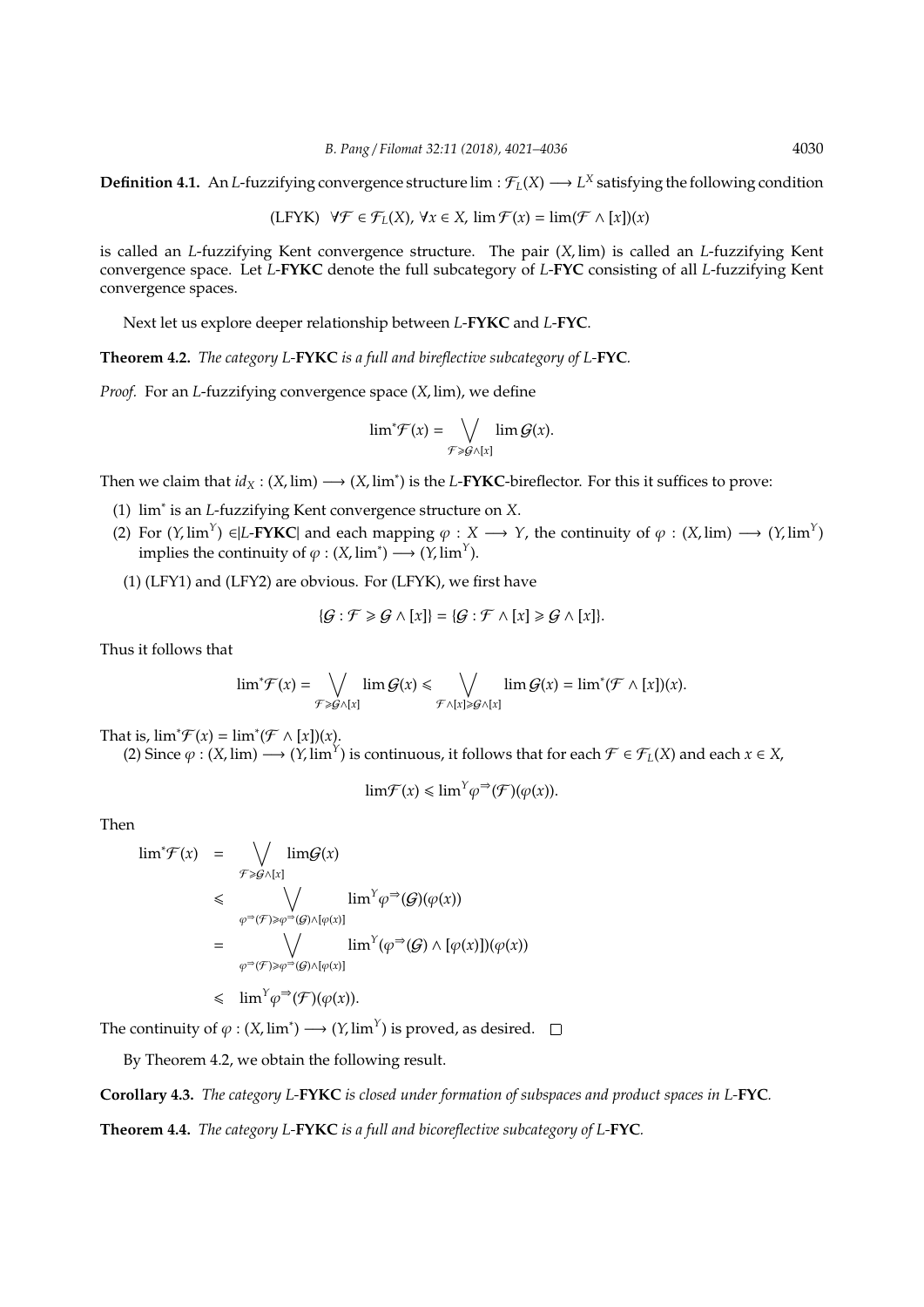**Definition 4.1.** An $L$-fuzzifying convergence structure $\lim : \mathcal{F}_L(X) \longrightarrow L^X$ satisfying the following condition

$$\text{(LFYK)} \quad \forall \mathcal{F} \in \mathcal{F}_L(X),\ \forall x \in X,\ \lim \mathcal{F}(x) = \lim(\mathcal{F} \wedge [x])(x)$$

is called an $L$-fuzzifying Kent convergence structure. The pair $(X, \lim)$ is called an $L$-fuzzifying Kent convergence space. Let $L$-**FYKC** denote the full subcategory of $L$-**FYC** consisting of all $L$-fuzzifying Kent convergence spaces.

Next let us explore deeper relationship between $L$-**FYKC** and $L$-**FYC**.

**Theorem 4.2.** *The category $L$-**FYKC** is a full and bireflective subcategory of $L$-**FYC**.*

*Proof.* For an $L$-fuzzifying convergence space $(X, \lim)$, we define

$$\lim{}^*\mathcal{F}(x) = \bigvee_{\mathcal{F} \geqslant \mathcal{G} \wedge [x]} \lim \mathcal{G}(x).$$

Then we claim that $id_X : (X, \lim) \longrightarrow (X, \lim^*)$ is the $L$-**FYKC**-bireflector. For this it suffices to prove:

(1) $\lim^*$ is an $L$-fuzzifying Kent convergence structure on $X$.

(2) For $(Y, \lim^Y) \in |L\text{-}\mathbf{FYKC}|$ and each mapping $\varphi : X \longrightarrow Y$, the continuity of $\varphi : (X, \lim) \longrightarrow (Y, \lim^Y)$ implies the continuity of $\varphi : (X, \lim^*) \longrightarrow (Y, \lim^Y)$.

(1) (LFY1) and (LFY2) are obvious. For (LFYK), we first have

$$\{\mathcal{G} : \mathcal{F} \geqslant \mathcal{G} \wedge [x]\} = \{\mathcal{G} : \mathcal{F} \wedge [x] \geqslant \mathcal{G} \wedge [x]\}.$$

Thus it follows that

$$\lim{}^*\mathcal{F}(x) = \bigvee_{\mathcal{F} \geqslant \mathcal{G} \wedge [x]} \lim \mathcal{G}(x) \leqslant \bigvee_{\mathcal{F} \wedge [x] \geqslant \mathcal{G} \wedge [x]} \lim \mathcal{G}(x) = \lim{}^*(\mathcal{F} \wedge [x])(x).$$

That is, $\lim^*\mathcal{F}(x) = \lim^*(\mathcal{F} \wedge [x])(x)$.

(2) Since $\varphi : (X, \lim) \longrightarrow (Y, \lim^Y)$ is continuous, it follows that for each $\mathcal{F} \in \mathcal{F}_L(X)$ and each $x \in X$,

$$\lim \mathcal{F}(x) \leqslant \lim{}^Y \varphi^{\Rightarrow}(\mathcal{F})(\varphi(x)).$$

Then

$$\begin{aligned}
\lim{}^*\mathcal{F}(x) &= \bigvee_{\mathcal{F} \geqslant \mathcal{G} \wedge [x]} \lim \mathcal{G}(x) \\
&\leqslant \bigvee_{\varphi^{\Rightarrow}(\mathcal{F}) \geqslant \varphi^{\Rightarrow}(\mathcal{G}) \wedge [\varphi(x)]} \lim{}^Y \varphi^{\Rightarrow}(\mathcal{G})(\varphi(x)) \\
&= \bigvee_{\varphi^{\Rightarrow}(\mathcal{F}) \geqslant \varphi^{\Rightarrow}(\mathcal{G}) \wedge [\varphi(x)]} \lim{}^Y (\varphi^{\Rightarrow}(\mathcal{G}) \wedge [\varphi(x)])(\varphi(x)) \\
&\leqslant \lim{}^Y \varphi^{\Rightarrow}(\mathcal{F})(\varphi(x)).
\end{aligned}$$

The continuity of $\varphi : (X, \lim^*) \longrightarrow (Y, \lim^Y)$ is proved, as desired. □

By Theorem 4.2, we obtain the following result.

**Corollary 4.3.** *The category $L$-**FYKC** is closed under formation of subspaces and product spaces in $L$-**FYC**.*

**Theorem 4.4.** *The category $L$-**FYKC** is a full and bicoreflective subcategory of $L$-**FYC**.*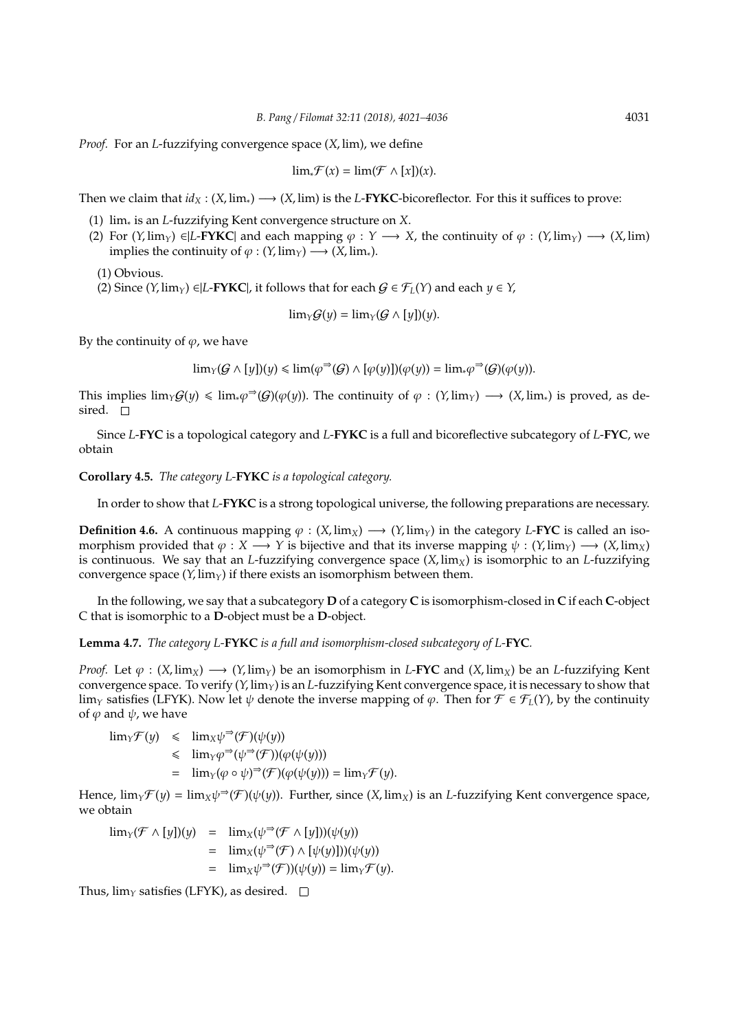*Proof.* For an $L$-fuzzifying convergence space $(X, \lim)$, we define

$$\lim_* \mathcal{F}(x) = \lim(\mathcal{F} \wedge [x])(x).$$

Then we claim that $id_X : (X, \lim_*) \longrightarrow (X, \lim)$ is the $L$-**FYKC**-bicoreflector. For this it suffices to prove:

(1) $\lim_*$ is an $L$-fuzzifying Kent convergence structure on $X$.

(2) For $(Y, \lim_Y) \in |L\text{-}\mathbf{FYKC}|$ and each mapping $\varphi : Y \longrightarrow X$, the continuity of $\varphi : (Y, \lim_Y) \longrightarrow (X, \lim)$ implies the continuity of $\varphi : (Y, \lim_Y) \longrightarrow (X, \lim_*)$.

(1) Obvious.

(2) Since $(Y, \lim_Y) \in |L\text{-}\mathbf{FYKC}|$, it follows that for each $\mathcal{G} \in \mathcal{F}_L(Y)$ and each $y \in Y$,

$$\lim_Y \mathcal{G}(y) = \lim_Y(\mathcal{G} \wedge [y])(y).$$

By the continuity of $\varphi$, we have

$$\lim_Y(\mathcal{G} \wedge [y])(y) \leqslant \lim(\varphi^{\Rightarrow}(\mathcal{G}) \wedge [\varphi(y)])(\varphi(y)) = \lim_* \varphi^{\Rightarrow}(\mathcal{G})(\varphi(y)).$$

This implies $\lim_Y \mathcal{G}(y) \leqslant \lim_* \varphi^{\Rightarrow}(\mathcal{G})(\varphi(y))$. The continuity of $\varphi : (Y, \lim_Y) \longrightarrow (X, \lim_*)$ is proved, as desired. □

Since $L$-**FYC** is a topological category and $L$-**FYKC** is a full and bicoreflective subcategory of $L$-**FYC**, we obtain

**Corollary 4.5.** *The category $L$-**FYKC** is a topological category.*

In order to show that $L$-**FYKC** is a strong topological universe, the following preparations are necessary.

**Definition 4.6.** A continuous mapping $\varphi : (X, \lim_X) \longrightarrow (Y, \lim_Y)$ in the category $L$-**FYC** is called an isomorphism provided that $\varphi : X \longrightarrow Y$ is bijective and that its inverse mapping $\psi : (Y, \lim_Y) \longrightarrow (X, \lim_X)$ is continuous. We say that an $L$-fuzzifying convergence space $(X, \lim_X)$ is isomorphic to an $L$-fuzzifying convergence space $(Y, \lim_Y)$ if there exists an isomorphism between them.

In the following, we say that a subcategory **D** of a category **C** is isomorphism-closed in **C** if each **C**-object C that is isomorphic to a **D**-object must be a **D**-object.

**Lemma 4.7.** *The category $L$-**FYKC** is a full and isomorphism-closed subcategory of $L$-**FYC**.*

*Proof.* Let $\varphi : (X, \lim_X) \longrightarrow (Y, \lim_Y)$ be an isomorphism in $L$-**FYC** and $(X, \lim_X)$ be an $L$-fuzzifying Kent convergence space. To verify $(Y, \lim_Y)$ is an $L$-fuzzifying Kent convergence space, it is necessary to show that $\lim_Y$ satisfies (LFYK). Now let $\psi$ denote the inverse mapping of $\varphi$. Then for $\mathcal{F} \in \mathcal{F}_L(Y)$, by the continuity of $\varphi$ and $\psi$, we have

$$\begin{aligned}
\lim_Y \mathcal{F}(y) &\leqslant \lim_X \psi^{\Rightarrow}(\mathcal{F})(\psi(y)) \\
&\leqslant \lim_Y \varphi^{\Rightarrow}(\psi^{\Rightarrow}(\mathcal{F}))(\varphi(\psi(y))) \\
&= \lim_Y (\varphi \circ \psi)^{\Rightarrow}(\mathcal{F})(\varphi(\psi(y))) = \lim_Y \mathcal{F}(y).
\end{aligned}$$

Hence, $\lim_Y \mathcal{F}(y) = \lim_X \psi^{\Rightarrow}(\mathcal{F})(\psi(y))$. Further, since $(X, \lim_X)$ is an $L$-fuzzifying Kent convergence space, we obtain

$$\begin{aligned}
\lim_Y(\mathcal{F} \wedge [y])(y) &= \lim_X(\psi^{\Rightarrow}(\mathcal{F} \wedge [y]))(\psi(y)) \\
&= \lim_X(\psi^{\Rightarrow}(\mathcal{F}) \wedge [\psi(y)])(\psi(y)) \\
&= \lim_X \psi^{\Rightarrow}(\mathcal{F}))(\psi(y)) = \lim_Y \mathcal{F}(y).
\end{aligned}$$

Thus, $\lim_Y$ satisfies (LFYK), as desired. □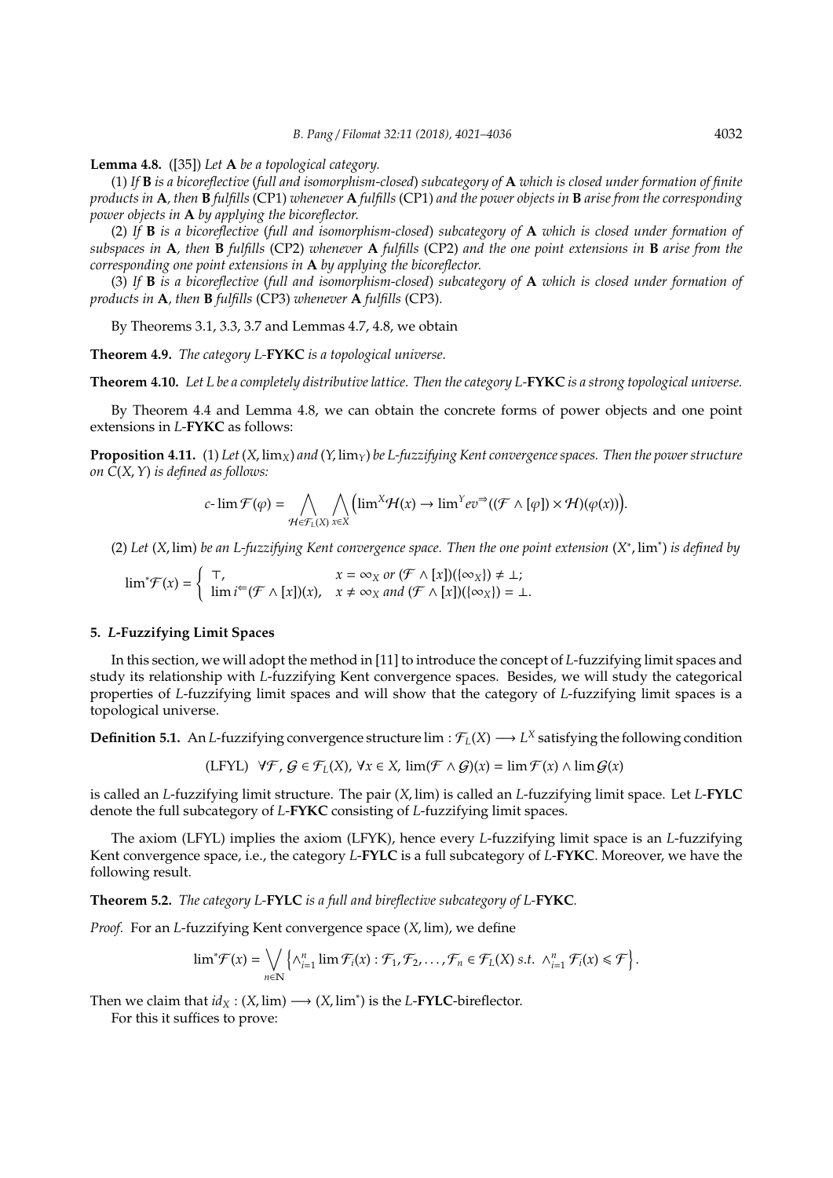**Lemma 4.8.** ([35]) *Let* **A** *be a topological category.*

(1) *If* **B** *is a bicoreflective (full and isomorphism-closed) subcategory of* **A** *which is closed under formation of finite products in* **A**, *then* **B** *fulfills* (CP1) *whenever* **A** *fulfills* (CP1) *and the power objects in* **B** *arise from the corresponding power objects in* **A** *by applying the bicoreflector.*

(2) *If* **B** *is a bicoreflective (full and isomorphism-closed) subcategory of* **A** *which is closed under formation of subspaces in* **A**, *then* **B** *fulfills* (CP2) *whenever* **A** *fulfills* (CP2) *and the one point extensions in* **B** *arise from the corresponding one point extensions in* **A** *by applying the bicoreflector.*

(3) *If* **B** *is a bicoreflective (full and isomorphism-closed) subcategory of* **A** *which is closed under formation of products in* **A**, *then* **B** *fulfills* (CP3) *whenever* **A** *fulfills* (CP3).

By Theorems 3.1, 3.3, 3.7 and Lemmas 4.7, 4.8, we obtain

**Theorem 4.9.** *The category $L$-**FYKC** is a topological universe.*

**Theorem 4.10.** *Let $L$ be a completely distributive lattice. Then the category $L$-**FYKC** is a strong topological universe.*

By Theorem 4.4 and Lemma 4.8, we can obtain the concrete forms of power objects and one point extensions in $L$-**FYKC** as follows:

**Proposition 4.11.** (1) *Let $(X, \lim_X)$ and $(Y, \lim_Y)$ be $L$-fuzzifying Kent convergence spaces. Then the power structure on $C(X, Y)$ is defined as follows:*

$$c\text{-}\lim \mathcal{F}(\varphi) = \bigwedge_{\mathcal{H}\in\mathcal{F}_L(X)} \bigwedge_{x\in X} \Big(\lim{}^X \mathcal{H}(x) \to \lim{}^Y ev^{\Rightarrow}((\mathcal{F} \wedge [\varphi]) \times \mathcal{H})(\varphi(x))\Big).$$

(2) *Let $(X, \lim)$ be an $L$-fuzzifying Kent convergence space. Then the one point extension $(X^*, \lim^*)$ is defined by*

$$\lim{}^*\mathcal{F}(x) = \begin{cases} \top, & x = \infty_X \text{ or } (\mathcal{F} \wedge [x])(\{\infty_X\}) \neq \bot; \\ \lim i^{\Leftarrow}(\mathcal{F} \wedge [x])(x), & x \neq \infty_X \text{ and } (\mathcal{F} \wedge [x])(\{\infty_X\}) = \bot. \end{cases}$$

## 5. $L$-Fuzzifying Limit Spaces

In this section, we will adopt the method in [11] to introduce the concept of $L$-fuzzifying limit spaces and study its relationship with $L$-fuzzifying Kent convergence spaces. Besides, we will study the categorical properties of $L$-fuzzifying limit spaces and will show that the category of $L$-fuzzifying limit spaces is a topological universe.

**Definition 5.1.** An $L$-fuzzifying convergence structure $\lim : \mathcal{F}_L(X) \longrightarrow L^X$ satisfying the following condition

$$\text{(LFYL)} \quad \forall \mathcal{F}, \mathcal{G} \in \mathcal{F}_L(X), \forall x \in X, \lim(\mathcal{F} \wedge \mathcal{G})(x) = \lim \mathcal{F}(x) \wedge \lim \mathcal{G}(x)$$

is called an $L$-fuzzifying limit structure. The pair $(X, \lim)$ is called an $L$-fuzzifying limit space. Let $L$-**FYLC** denote the full subcategory of $L$-**FYKC** consisting of $L$-fuzzifying limit spaces.

The axiom (LFYL) implies the axiom (LFYK), hence every $L$-fuzzifying limit space is an $L$-fuzzifying Kent convergence space, i.e., the category $L$-**FYLC** is a full subcategory of $L$-**FYKC**. Moreover, we have the following result.

**Theorem 5.2.** *The category $L$-**FYLC** is a full and bireflective subcategory of $L$-**FYKC**.*

*Proof.* For an $L$-fuzzifying Kent convergence space $(X, \lim)$, we define

$$\lim{}^*\mathcal{F}(x) = \bigvee_{n\in\mathbb{N}} \left\{ \wedge_{i=1}^n \lim \mathcal{F}_i(x) : \mathcal{F}_1, \mathcal{F}_2, \ldots, \mathcal{F}_n \in \mathcal{F}_L(X) \ s.t.\ \wedge_{i=1}^n \mathcal{F}_i(x) \leqslant \mathcal{F} \right\}.$$

Then we claim that $id_X : (X, \lim) \longrightarrow (X, \lim^*)$ is the $L$-**FYLC**-bireflector.

For this it suffices to prove: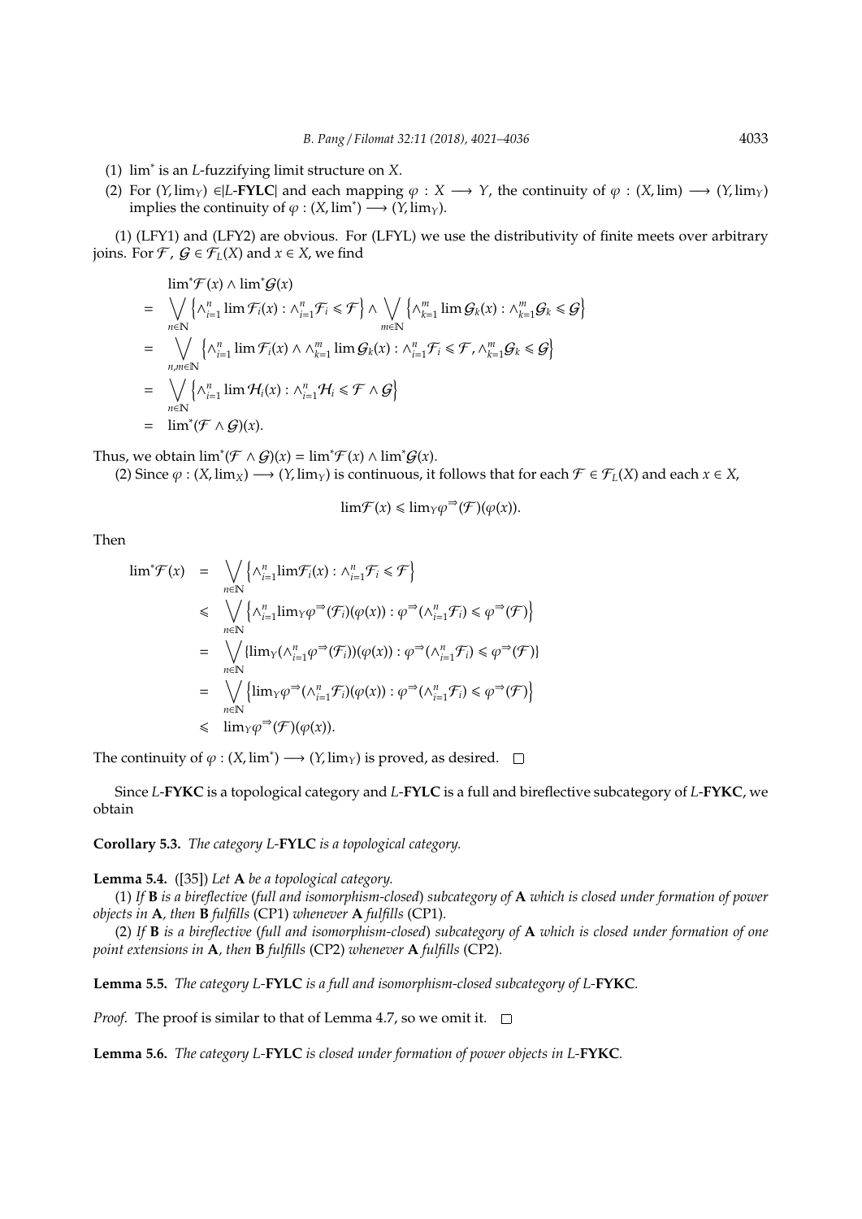(1) $\lim^*$ is an $L$-fuzzifying limit structure on $X$.

(2) For $(Y, \lim_Y) \in |L\text{-}\mathbf{FYLC}|$ and each mapping $\varphi : X \longrightarrow Y$, the continuity of $\varphi : (X, \lim) \longrightarrow (Y, \lim_Y)$ implies the continuity of $\varphi : (X, \lim^*) \longrightarrow (Y, \lim_Y)$.

(1) (LFY1) and (LFY2) are obvious. For (LFYL) we use the distributivity of finite meets over arbitrary joins. For $\mathcal{F}$, $\mathcal{G} \in \mathcal{F}_L(X)$ and $x \in X$, we find

$$
\begin{aligned}
& \lim^*\mathcal{F}(x) \wedge \lim^*\mathcal{G}(x) \\
= & \bigvee_{n\in\mathbb{N}} \left\{ \wedge_{i=1}^{n} \lim \mathcal{F}_i(x) : \wedge_{i=1}^{n} \mathcal{F}_i \leqslant \mathcal{F} \right\} \wedge \bigvee_{m\in\mathbb{N}} \left\{ \wedge_{k=1}^{m} \lim \mathcal{G}_k(x) : \wedge_{k=1}^{m} \mathcal{G}_k \leqslant \mathcal{G} \right\} \\
= & \bigvee_{n,m\in\mathbb{N}} \left\{ \wedge_{i=1}^{n} \lim \mathcal{F}_i(x) \wedge \wedge_{k=1}^{m} \lim \mathcal{G}_k(x) : \wedge_{i=1}^{n} \mathcal{F}_i \leqslant \mathcal{F}, \wedge_{k=1}^{m} \mathcal{G}_k \leqslant \mathcal{G} \right\} \\
= & \bigvee_{n\in\mathbb{N}} \left\{ \wedge_{i=1}^{n} \lim \mathcal{H}_i(x) : \wedge_{i=1}^{n} \mathcal{H}_i \leqslant \mathcal{F} \wedge \mathcal{G} \right\} \\
= & \lim^*(\mathcal{F} \wedge \mathcal{G})(x).
\end{aligned}
$$

Thus, we obtain $\lim^*(\mathcal{F} \wedge \mathcal{G})(x) = \lim^*\mathcal{F}(x) \wedge \lim^*\mathcal{G}(x)$.

(2) Since $\varphi : (X, \lim_X) \longrightarrow (Y, \lim_Y)$ is continuous, it follows that for each $\mathcal{F} \in \mathcal{F}_L(X)$ and each $x \in X$,

$$
\lim\mathcal{F}(x) \leqslant \lim_Y \varphi^{\Rightarrow}(\mathcal{F})(\varphi(x)).
$$

Then

$$
\begin{aligned}
\lim^*\mathcal{F}(x) & = \bigvee_{n\in\mathbb{N}} \left\{ \wedge_{i=1}^{n} \lim\mathcal{F}_i(x) : \wedge_{i=1}^{n} \mathcal{F}_i \leqslant \mathcal{F} \right\} \\
& \leqslant \bigvee_{n\in\mathbb{N}} \left\{ \wedge_{i=1}^{n} \lim_Y \varphi^{\Rightarrow}(\mathcal{F}_i)(\varphi(x)) : \varphi^{\Rightarrow}(\wedge_{i=1}^{n} \mathcal{F}_i) \leqslant \varphi^{\Rightarrow}(\mathcal{F}) \right\} \\
& = \bigvee_{n\in\mathbb{N}} \{ \lim_Y (\wedge_{i=1}^{n} \varphi^{\Rightarrow}(\mathcal{F}_i))(\varphi(x)) : \varphi^{\Rightarrow}(\wedge_{i=1}^{n} \mathcal{F}_i) \leqslant \varphi^{\Rightarrow}(\mathcal{F}) \} \\
& = \bigvee_{n\in\mathbb{N}} \left\{ \lim_Y \varphi^{\Rightarrow}(\wedge_{i=1}^{n} \mathcal{F}_i)(\varphi(x)) : \varphi^{\Rightarrow}(\wedge_{i=1}^{n} \mathcal{F}_i) \leqslant \varphi^{\Rightarrow}(\mathcal{F}) \right\} \\
& \leqslant \lim_Y \varphi^{\Rightarrow}(\mathcal{F})(\varphi(x)).
\end{aligned}
$$

The continuity of $\varphi : (X, \lim^*) \longrightarrow (Y, \lim_Y)$ is proved, as desired. □

Since $L$-**FYKC** is a topological category and $L$-**FYLC** is a full and bireflective subcategory of $L$-**FYKC**, we obtain

**Corollary 5.3.** *The category $L$-**FYLC** is a topological category.*

**Lemma 5.4.** ([35]) *Let **A** be a topological category.*

*(1) If **B** is a bireflective (full and isomorphism-closed) subcategory of **A** which is closed under formation of power objects in **A**, then **B** fulfills (CP1) whenever **A** fulfills (CP1).*

*(2) If **B** is a bireflective (full and isomorphism-closed) subcategory of **A** which is closed under formation of one point extensions in **A**, then **B** fulfills (CP2) whenever **A** fulfills (CP2).*

**Lemma 5.5.** *The category $L$-**FYLC** is a full and isomorphism-closed subcategory of $L$-**FYKC**.*

*Proof.* The proof is similar to that of Lemma 4.7, so we omit it. □

**Lemma 5.6.** *The category $L$-**FYLC** is closed under formation of power objects in $L$-**FYKC**.*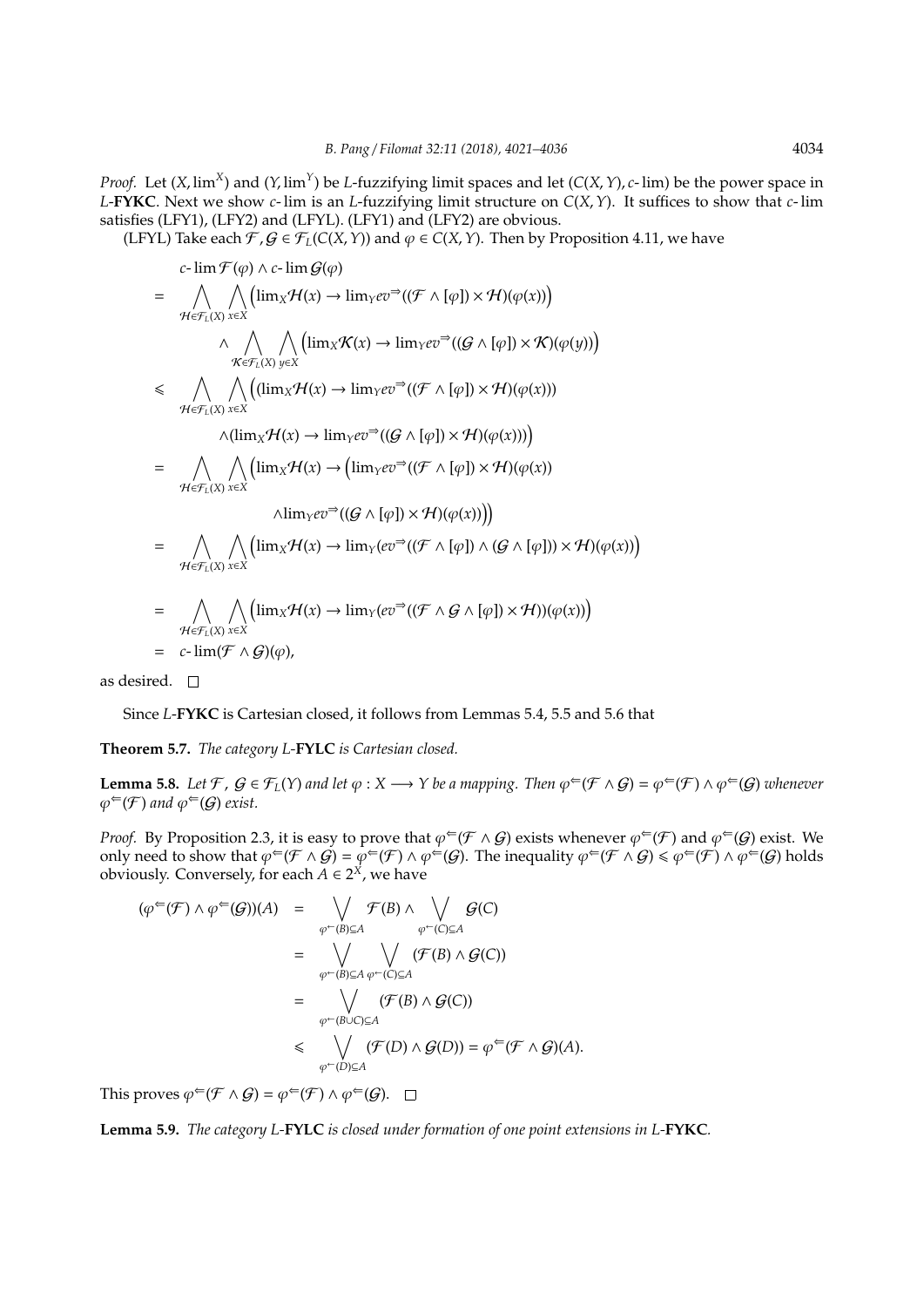*Proof.* Let $(X, \lim^X)$ and $(Y, \lim^Y)$ be $L$-fuzzifying limit spaces and let $(C(X,Y), c\text{-}\lim)$ be the power space in $L$-**FYKC**. Next we show $c$- lim is an $L$-fuzzifying limit structure on $C(X,Y)$. It suffices to show that $c$- lim satisfies (LFY1), (LFY2) and (LFYL). (LFY1) and (LFY2) are obvious.

(LFYL) Take each $\mathcal{F}, \mathcal{G} \in \mathcal{F}_L(C(X,Y))$ and $\varphi \in C(X,Y)$. Then by Proposition 4.11, we have

$$
\begin{aligned}
& c\text{-}\lim \mathcal{F}(\varphi) \wedge c\text{-}\lim \mathcal{G}(\varphi) \\
= & \bigwedge_{\mathcal{H} \in \mathcal{F}_L(X)} \bigwedge_{x \in X} \left(\lim_X \mathcal{H}(x) \to \lim_Y ev^{\Rightarrow}((\mathcal{F} \wedge [\varphi]) \times \mathcal{H})(\varphi(x))\right) \\
& \quad \wedge \bigwedge_{\mathcal{K} \in \mathcal{F}_L(X)} \bigwedge_{y \in X} \left(\lim_X \mathcal{K}(x) \to \lim_Y ev^{\Rightarrow}((\mathcal{G} \wedge [\varphi]) \times \mathcal{K})(\varphi(y))\right) \\
\leqslant & \bigwedge_{\mathcal{H} \in \mathcal{F}_L(X)} \bigwedge_{x \in X} \Big((\lim_X \mathcal{H}(x) \to \lim_Y ev^{\Rightarrow}((\mathcal{F} \wedge [\varphi]) \times \mathcal{H})(\varphi(x))) \\
& \quad \wedge (\lim_X \mathcal{H}(x) \to \lim_Y ev^{\Rightarrow}((\mathcal{G} \wedge [\varphi]) \times \mathcal{H})(\varphi(x)))\Big) \\
= & \bigwedge_{\mathcal{H} \in \mathcal{F}_L(X)} \bigwedge_{x \in X} \Big(\lim_X \mathcal{H}(x) \to \Big(\lim_Y ev^{\Rightarrow}((\mathcal{F} \wedge [\varphi]) \times \mathcal{H})(\varphi(x)) \\
& \quad \wedge \lim_Y ev^{\Rightarrow}((\mathcal{G} \wedge [\varphi]) \times \mathcal{H})(\varphi(x))\Big)\Big) \\
= & \bigwedge_{\mathcal{H} \in \mathcal{F}_L(X)} \bigwedge_{x \in X} \left(\lim_X \mathcal{H}(x) \to \lim_Y (ev^{\Rightarrow}((\mathcal{F} \wedge [\varphi]) \wedge (\mathcal{G} \wedge [\varphi])) \times \mathcal{H})(\varphi(x))\right) \\
= & \bigwedge_{\mathcal{H} \in \mathcal{F}_L(X)} \bigwedge_{x \in X} \left(\lim_X \mathcal{H}(x) \to \lim_Y (ev^{\Rightarrow}((\mathcal{F} \wedge \mathcal{G} \wedge [\varphi]) \times \mathcal{H}))(\varphi(x))\right) \\
= & \; c\text{-}\lim(\mathcal{F} \wedge \mathcal{G})(\varphi),
\end{aligned}
$$

as desired. $\square$

Since $L$-**FYKC** is Cartesian closed, it follows from Lemmas 5.4, 5.5 and 5.6 that

**Theorem 5.7.** *The category $L$-**FYLC** is Cartesian closed.*

**Lemma 5.8.** *Let $\mathcal{F}, \mathcal{G} \in \mathcal{F}_L(Y)$ and let $\varphi : X \longrightarrow Y$ be a mapping. Then $\varphi^{\Leftarrow}(\mathcal{F} \wedge \mathcal{G}) = \varphi^{\Leftarrow}(\mathcal{F}) \wedge \varphi^{\Leftarrow}(\mathcal{G})$ whenever $\varphi^{\Leftarrow}(\mathcal{F})$ and $\varphi^{\Leftarrow}(\mathcal{G})$ exist.*

*Proof.* By Proposition 2.3, it is easy to prove that $\varphi^{\Leftarrow}(\mathcal{F} \wedge \mathcal{G})$ exists whenever $\varphi^{\Leftarrow}(\mathcal{F})$ and $\varphi^{\Leftarrow}(\mathcal{G})$ exist. We only need to show that $\varphi^{\Leftarrow}(\mathcal{F} \wedge \mathcal{G}) = \varphi^{\Leftarrow}(\mathcal{F}) \wedge \varphi^{\Leftarrow}(\mathcal{G})$. The inequality $\varphi^{\Leftarrow}(\mathcal{F} \wedge \mathcal{G}) \leqslant \varphi^{\Leftarrow}(\mathcal{F}) \wedge \varphi^{\Leftarrow}(\mathcal{G})$ holds obviously. Conversely, for each $A \in 2^X$, we have

$$
\begin{aligned}
(\varphi^{\Leftarrow}(\mathcal{F}) \wedge \varphi^{\Leftarrow}(\mathcal{G}))(A) &= \bigvee_{\varphi^{\leftarrow}(B) \subseteq A} \mathcal{F}(B) \wedge \bigvee_{\varphi^{\leftarrow}(C) \subseteq A} \mathcal{G}(C) \\
&= \bigvee_{\varphi^{\leftarrow}(B) \subseteq A} \bigvee_{\varphi^{\leftarrow}(C) \subseteq A} (\mathcal{F}(B) \wedge \mathcal{G}(C)) \\
&= \bigvee_{\varphi^{\leftarrow}(B \cup C) \subseteq A} (\mathcal{F}(B) \wedge \mathcal{G}(C)) \\
&\leqslant \bigvee_{\varphi^{\leftarrow}(D) \subseteq A} (\mathcal{F}(D) \wedge \mathcal{G}(D)) = \varphi^{\Leftarrow}(\mathcal{F} \wedge \mathcal{G})(A).
\end{aligned}
$$

This proves $\varphi^{\Leftarrow}(\mathcal{F} \wedge \mathcal{G}) = \varphi^{\Leftarrow}(\mathcal{F}) \wedge \varphi^{\Leftarrow}(\mathcal{G})$. $\square$

**Lemma 5.9.** *The category $L$-**FYLC** is closed under formation of one point extensions in $L$-**FYKC**.*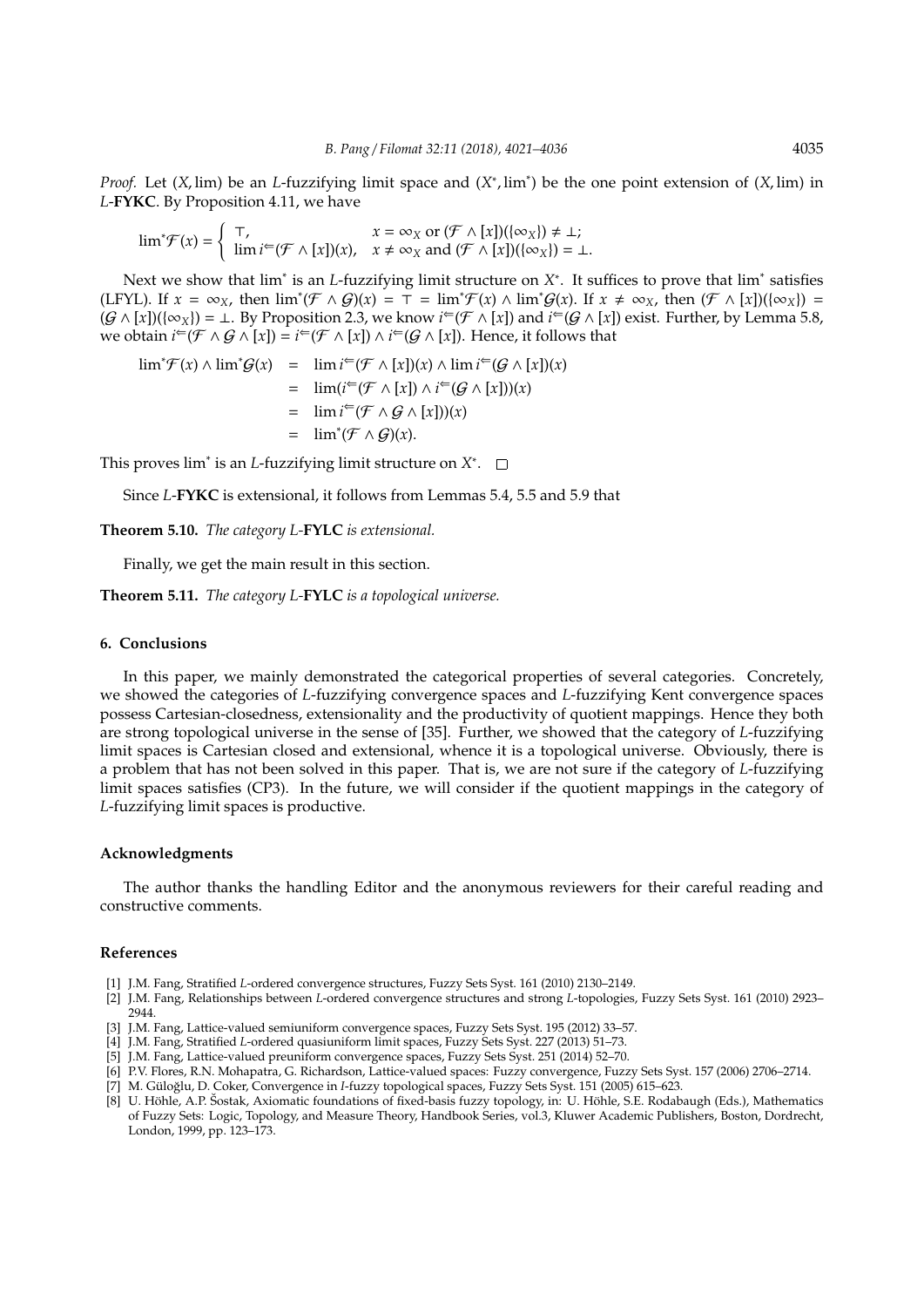*Proof.* Let $(X, \lim)$ be an $L$-fuzzifying limit space and $(X^*, \lim^*)$ be the one point extension of $(X, \lim)$ in $L$-**FYKC**. By Proposition 4.11, we have

$$\lim{}^*\mathcal{F}(x) = \begin{cases} \top, & x = \infty_X \text{ or } (\mathcal{F} \wedge [x])(\{\infty_X\}) \neq \bot; \\ \lim i^{\Leftarrow}(\mathcal{F} \wedge [x])(x), & x \neq \infty_X \text{ and } (\mathcal{F} \wedge [x])(\{\infty_X\}) = \bot. \end{cases}$$

Next we show that $\lim^*$ is an $L$-fuzzifying limit structure on $X^*$. It suffices to prove that $\lim^*$ satisfies (LFYL). If $x = \infty_X$, then $\lim^*(\mathcal{F} \wedge \mathcal{G})(x) = \top = \lim^*\mathcal{F}(x) \wedge \lim^*\mathcal{G}(x)$. If $x \neq \infty_X$, then $(\mathcal{F} \wedge [x])(\{\infty_X\}) = (\mathcal{G} \wedge [x])(\{\infty_X\}) = \bot$. By Proposition 2.3, we know $i^{\Leftarrow}(\mathcal{F} \wedge [x])$ and $i^{\Leftarrow}(\mathcal{G} \wedge [x])$ exist. Further, by Lemma 5.8, we obtain $i^{\Leftarrow}(\mathcal{F} \wedge \mathcal{G} \wedge [x]) = i^{\Leftarrow}(\mathcal{F} \wedge [x]) \wedge i^{\Leftarrow}(\mathcal{G} \wedge [x])$. Hence, it follows that

$$\begin{aligned} \lim{}^*\mathcal{F}(x) \wedge \lim{}^*\mathcal{G}(x) &= \lim i^{\Leftarrow}(\mathcal{F} \wedge [x])(x) \wedge \lim i^{\Leftarrow}(\mathcal{G} \wedge [x])(x) \\ &= \lim(i^{\Leftarrow}(\mathcal{F} \wedge [x]) \wedge i^{\Leftarrow}(\mathcal{G} \wedge [x]))(x) \\ &= \lim i^{\Leftarrow}(\mathcal{F} \wedge \mathcal{G} \wedge [x]))(x) \\ &= \lim{}^*(\mathcal{F} \wedge \mathcal{G})(x). \end{aligned}$$

This proves $\lim^*$ is an $L$-fuzzifying limit structure on $X^*$. $\square$

Since $L$-**FYKC** is extensional, it follows from Lemmas 5.4, 5.5 and 5.9 that

**Theorem 5.10.** *The category $L$-**FYLC** is extensional.*

Finally, we get the main result in this section.

**Theorem 5.11.** *The category $L$-**FYLC** is a topological universe.*

## 6. Conclusions

In this paper, we mainly demonstrated the categorical properties of several categories. Concretely, we showed the categories of $L$-fuzzifying convergence spaces and $L$-fuzzifying Kent convergence spaces possess Cartesian-closedness, extensionality and the productivity of quotient mappings. Hence they both are strong topological universe in the sense of [35]. Further, we showed that the category of $L$-fuzzifying limit spaces is Cartesian closed and extensional, whence it is a topological universe. Obviously, there is a problem that has not been solved in this paper. That is, we are not sure if the category of $L$-fuzzifying limit spaces satisfies (CP3). In the future, we will consider if the quotient mappings in the category of $L$-fuzzifying limit spaces is productive.

## Acknowledgments

The author thanks the handling Editor and the anonymous reviewers for their careful reading and constructive comments.

## References

[1] J.M. Fang, Stratified $L$-ordered convergence structures, Fuzzy Sets Syst. 161 (2010) 2130–2149.
[2] J.M. Fang, Relationships between $L$-ordered convergence structures and strong $L$-topologies, Fuzzy Sets Syst. 161 (2010) 2923–2944.
[3] J.M. Fang, Lattice-valued semiuniform convergence spaces, Fuzzy Sets Syst. 195 (2012) 33–57.
[4] J.M. Fang, Stratified $L$-ordered quasiuniform limit spaces, Fuzzy Sets Syst. 227 (2013) 51–73.
[5] J.M. Fang, Lattice-valued preuniform convergence spaces, Fuzzy Sets Syst. 251 (2014) 52–70.
[6] P.V. Flores, R.N. Mohapatra, G. Richardson, Lattice-valued spaces: Fuzzy convergence, Fuzzy Sets Syst. 157 (2006) 2706–2714.
[7] M. Güloğlu, D. Coker, Convergence in $I$-fuzzy topological spaces, Fuzzy Sets Syst. 151 (2005) 615–623.
[8] U. Höhle, A.P. Šostak, Axiomatic foundations of fixed-basis fuzzy topology, in: U. Höhle, S.E. Rodabaugh (Eds.), Mathematics of Fuzzy Sets: Logic, Topology, and Measure Theory, Handbook Series, vol.3, Kluwer Academic Publishers, Boston, Dordrecht, London, 1999, pp. 123–173.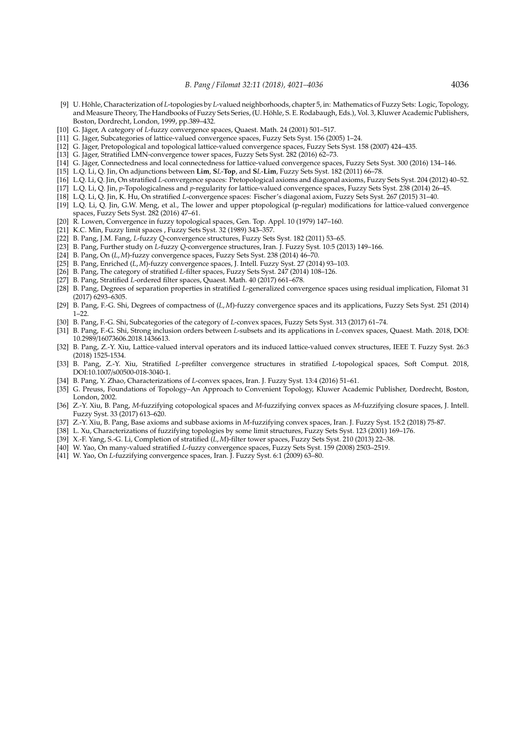[9] U. Höhle, Characterization of $L$-topologies by $L$-valued neighborhoods, chapter 5, in: Mathematics of Fuzzy Sets: Logic, Topology, and Measure Theory, The Handbooks of Fuzzy Sets Series, (U. Höhle, S. E. Rodabaugh, Eds.), Vol. 3, Kluwer Academic Publishers, Boston, Dordrecht, London, 1999, pp.389–432.

[10] G. Jäger, A category of $L$-fuzzy convergence spaces, Quaest. Math. 24 (2001) 501–517.

[11] G. Jäger, Subcategories of lattice-valued convergence spaces, Fuzzy Sets Syst. 156 (2005) 1–24.

[12] G. Jäger, Pretopological and topological lattice-valued convergence spaces, Fuzzy Sets Syst. 158 (2007) 424–435.

[13] G. Jäger, Stratified LMN-convergence tower spaces, Fuzzy Sets Syst. 282 (2016) 62–73.

[14] G. Jäger, Connectedness and local connectedness for lattice-valued convergence spaces, Fuzzy Sets Syst. 300 (2016) 134–146.

[15] L.Q. Li, Q. Jin, On adjunctions between **Lim**, **S**$L$-**Top**, and **S**$L$-**Lim**, Fuzzy Sets Syst. 182 (2011) 66–78.

[16] L.Q. Li, Q. Jin, On stratified $L$-convergence spaces: Pretopological axioms and diagonal axioms, Fuzzy Sets Syst. 204 (2012) 40–52.

[17] L.Q. Li, Q. Jin, $p$-Topologicalness and $p$-regularity for lattice-valued convergence spaces, Fuzzy Sets Syst. 238 (2014) 26–45.

[18] L.Q. Li, Q. Jin, K. Hu, On stratified $L$-convergence spaces: Fischer's diagonal axiom, Fuzzy Sets Syst. 267 (2015) 31–40.

[19] L.Q. Li, Q. Jin, G.W. Meng, et al., The lower and upper ptopological (p-regular) modifications for lattice-valued convergence spaces, Fuzzy Sets Syst. 282 (2016) 47–61.

[20] R. Lowen, Convergence in fuzzy topological spaces, Gen. Top. Appl. 10 (1979) 147–160.

[21] K.C. Min, Fuzzy limit spaces , Fuzzy Sets Syst. 32 (1989) 343–357.

[22] B. Pang, J.M. Fang, $L$-fuzzy $Q$-convergence structures, Fuzzy Sets Syst. 182 (2011) 53–65.

[23] B. Pang, Further study on $L$-fuzzy $Q$-convergence structures, Iran. J. Fuzzy Syst. 10:5 (2013) 149–166.

[24] B. Pang, On $(L, M)$-fuzzy convergence spaces, Fuzzy Sets Syst. 238 (2014) 46–70.

[25] B. Pang, Enriched $(L, M)$-fuzzy convergence spaces, J. Intell. Fuzzy Syst. 27 (2014) 93–103.

[26] B. Pang, The category of stratified $L$-filter spaces, Fuzzy Sets Syst. 247 (2014) 108–126.

[27] B. Pang, Stratified $L$-ordered filter spaces, Quaest. Math. 40 (2017) 661–678.

[28] B. Pang, Degrees of separation properties in stratified $L$-generalized convergence spaces using residual implication, Filomat 31 (2017) 6293–6305.

[29] B. Pang, F.-G. Shi, Degrees of compactness of $(L, M)$-fuzzy convergence spaces and its applications, Fuzzy Sets Syst. 251 (2014) 1–22.

[30] B. Pang, F.-G. Shi, Subcategories of the category of $L$-convex spaces, Fuzzy Sets Syst. 313 (2017) 61–74.

[31] B. Pang, F.-G. Shi, Strong inclusion orders between $L$-subsets and its applications in $L$-convex spaces, Quaest. Math. 2018, DOI: 10.2989/16073606.2018.1436613.

[32] B. Pang, Z.-Y. Xiu, Lattice-valued interval operators and its induced lattice-valued convex structures, IEEE T. Fuzzy Syst. 26:3 (2018) 1525-1534.

[33] B. Pang, Z.-Y. Xiu, Stratified $L$-prefilter convergence structures in stratified $L$-topological spaces, Soft Comput. 2018, DOI:10.1007/s00500-018-3040-1.

[34] B. Pang, Y. Zhao, Characterizations of $L$-convex spaces, Iran. J. Fuzzy Syst. 13:4 (2016) 51–61.

[35] G. Preuss, Foundations of Topology–An Approach to Convenient Topology, Kluwer Academic Publisher, Dordrecht, Boston, London, 2002.

[36] Z.-Y. Xiu, B. Pang, $M$-fuzzifying cotopological spaces and $M$-fuzzifying convex spaces as $M$-fuzzifying closure spaces, J. Intell. Fuzzy Syst. 33 (2017) 613–620.

[37] Z.-Y. Xiu, B. Pang, Base axioms and subbase axioms in $M$-fuzzifying convex spaces, Iran. J. Fuzzy Syst. 15:2 (2018) 75-87.

[38] L. Xu, Characterizations of fuzzifying topologies by some limit structures, Fuzzy Sets Syst. 123 (2001) 169–176.

[39] X.-F. Yang, S.-G. Li, Completion of stratified $(L, M)$-filter tower spaces, Fuzzy Sets Syst. 210 (2013) 22–38.

[40] W. Yao, On many-valued stratified $L$-fuzzy convergence spaces, Fuzzy Sets Syst. 159 (2008) 2503–2519.

[41] W. Yao, On $L$-fuzzifying convergence spaces, Iran. J. Fuzzy Syst. 6:1 (2009) 63–80.